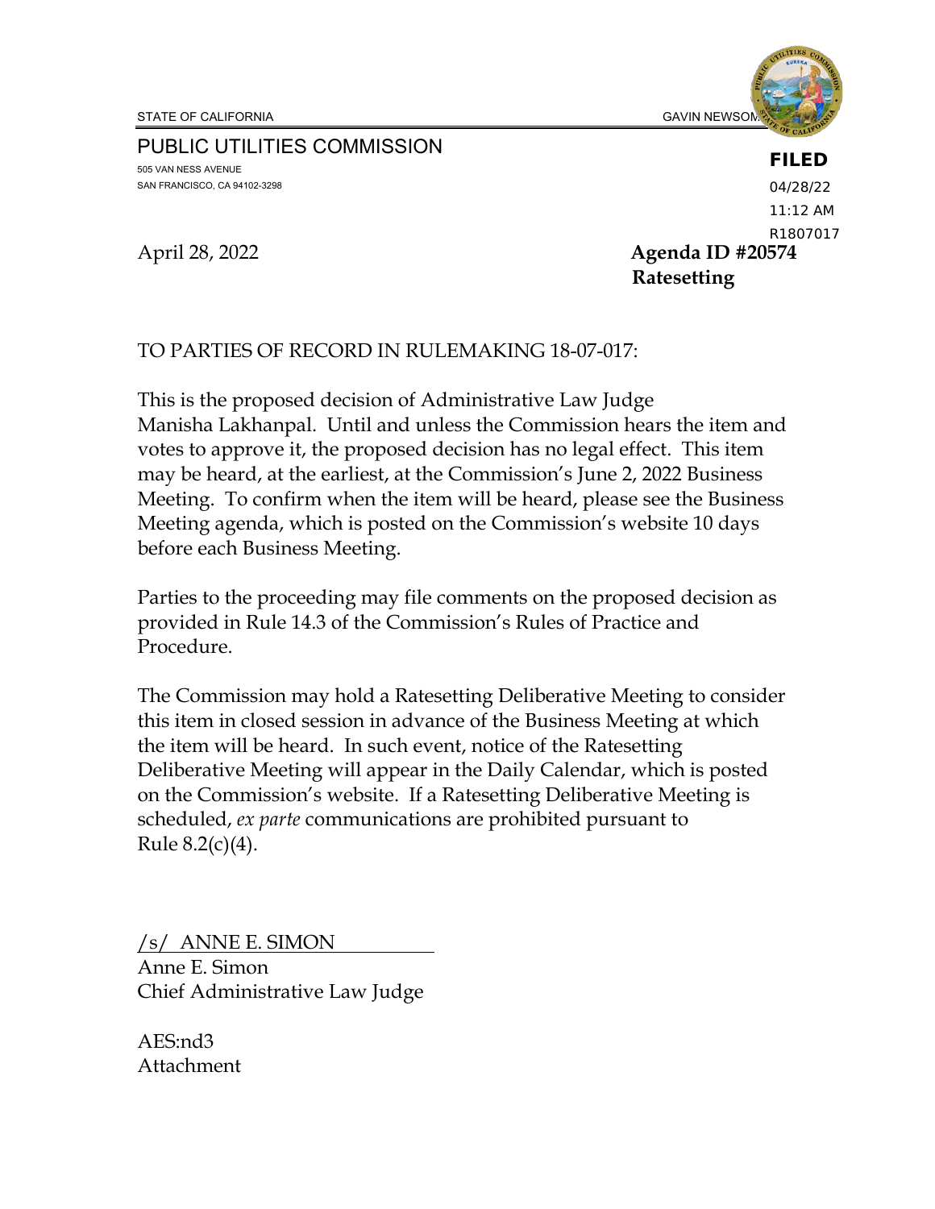STATE OF CALIFORNIA GAVIN NEWSOM

PUBLIC UTILITIES COMMISSION

505 VAN NESS AVENUE
SAN FRANCISCO, CA 94102-3298

**FILED**
04/28/22
11:12 AM
R1807017

April 28, 2022 **Agenda ID #20574**
**Ratesetting**

TO PARTIES OF RECORD IN RULEMAKING 18-07-017:

This is the proposed decision of Administrative Law Judge Manisha Lakhanpal. Until and unless the Commission hears the item and votes to approve it, the proposed decision has no legal effect. This item may be heard, at the earliest, at the Commission's June 2, 2022 Business Meeting. To confirm when the item will be heard, please see the Business Meeting agenda, which is posted on the Commission's website 10 days before each Business Meeting.

Parties to the proceeding may file comments on the proposed decision as provided in Rule 14.3 of the Commission's Rules of Practice and Procedure.

The Commission may hold a Ratesetting Deliberative Meeting to consider this item in closed session in advance of the Business Meeting at which the item will be heard. In such event, notice of the Ratesetting Deliberative Meeting will appear in the Daily Calendar, which is posted on the Commission's website. If a Ratesetting Deliberative Meeting is scheduled, *ex parte* communications are prohibited pursuant to Rule 8.2(c)(4).

/s/ ANNE E. SIMON
Anne E. Simon
Chief Administrative Law Judge

AES:nd3
Attachment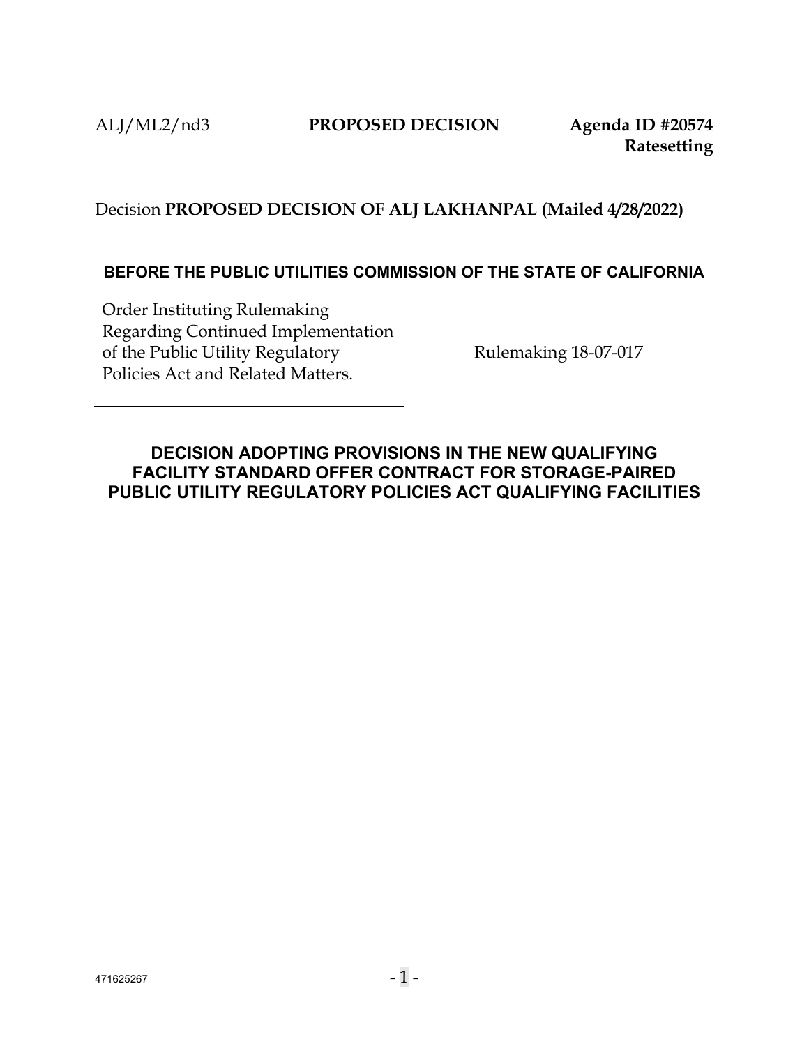ALJ/ML2/nd3 **PROPOSED DECISION** **Agenda ID #20574**
**Ratesetting**

Decision **PROPOSED DECISION OF ALJ LAKHANPAL (Mailed 4/28/2022)**

**BEFORE THE PUBLIC UTILITIES COMMISSION OF THE STATE OF CALIFORNIA**

| | |
|---|---|
| Order Instituting Rulemaking Regarding Continued Implementation of the Public Utility Regulatory Policies Act and Related Matters. | Rulemaking 18-07-017 |

# DECISION ADOPTING PROVISIONS IN THE NEW QUALIFYING FACILITY STANDARD OFFER CONTRACT FOR STORAGE-PAIRED PUBLIC UTILITY REGULATORY POLICIES ACT QUALIFYING FACILITIES

471625267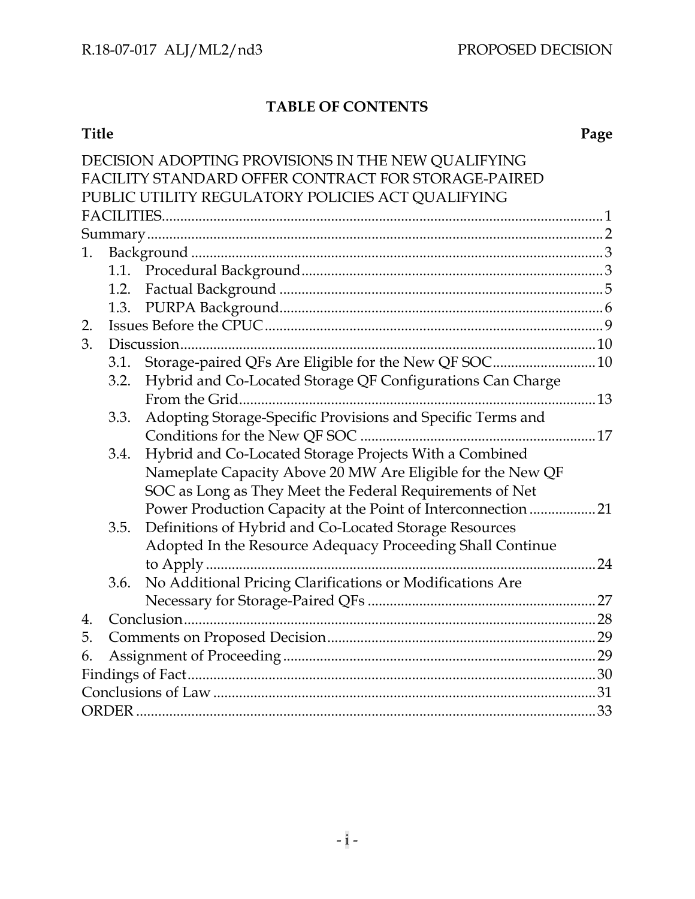# TABLE OF CONTENTS

| Title | Page |
|---|---|
| DECISION ADOPTING PROVISIONS IN THE NEW QUALIFYING FACILITY STANDARD OFFER CONTRACT FOR STORAGE-PAIRED PUBLIC UTILITY REGULATORY POLICIES ACT QUALIFYING FACILITIES | 1 |
| Summary | 2 |
| 1. Background | 3 |
| 1.1. Procedural Background | 3 |
| 1.2. Factual Background | 5 |
| 1.3. PURPA Background | 6 |
| 2. Issues Before the CPUC | 9 |
| 3. Discussion | 10 |
| 3.1. Storage-paired QFs Are Eligible for the New QF SOC | 10 |
| 3.2. Hybrid and Co-Located Storage QF Configurations Can Charge From the Grid | 13 |
| 3.3. Adopting Storage-Specific Provisions and Specific Terms and Conditions for the New QF SOC | 17 |
| 3.4. Hybrid and Co-Located Storage Projects With a Combined Nameplate Capacity Above 20 MW Are Eligible for the New QF SOC as Long as They Meet the Federal Requirements of Net Power Production Capacity at the Point of Interconnection | 21 |
| 3.5. Definitions of Hybrid and Co-Located Storage Resources Adopted In the Resource Adequacy Proceeding Shall Continue to Apply | 24 |
| 3.6. No Additional Pricing Clarifications or Modifications Are Necessary for Storage-Paired QFs | 27 |
| 4. Conclusion | 28 |
| 5. Comments on Proposed Decision | 29 |
| 6. Assignment of Proceeding | 29 |
| Findings of Fact | 30 |
| Conclusions of Law | 31 |
| ORDER | 33 |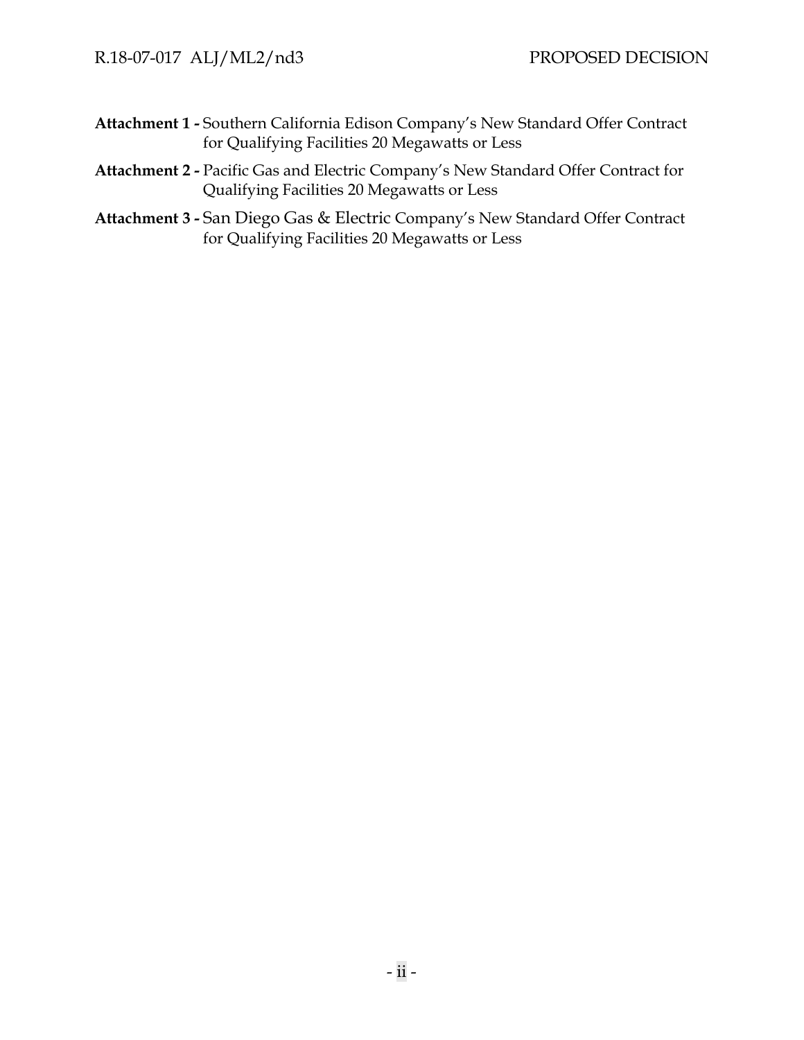**Attachment 1 -** Southern California Edison Company's New Standard Offer Contract for Qualifying Facilities 20 Megawatts or Less

**Attachment 2 -** Pacific Gas and Electric Company's New Standard Offer Contract for Qualifying Facilities 20 Megawatts or Less

**Attachment 3 -** San Diego Gas & Electric Company's New Standard Offer Contract for Qualifying Facilities 20 Megawatts or Less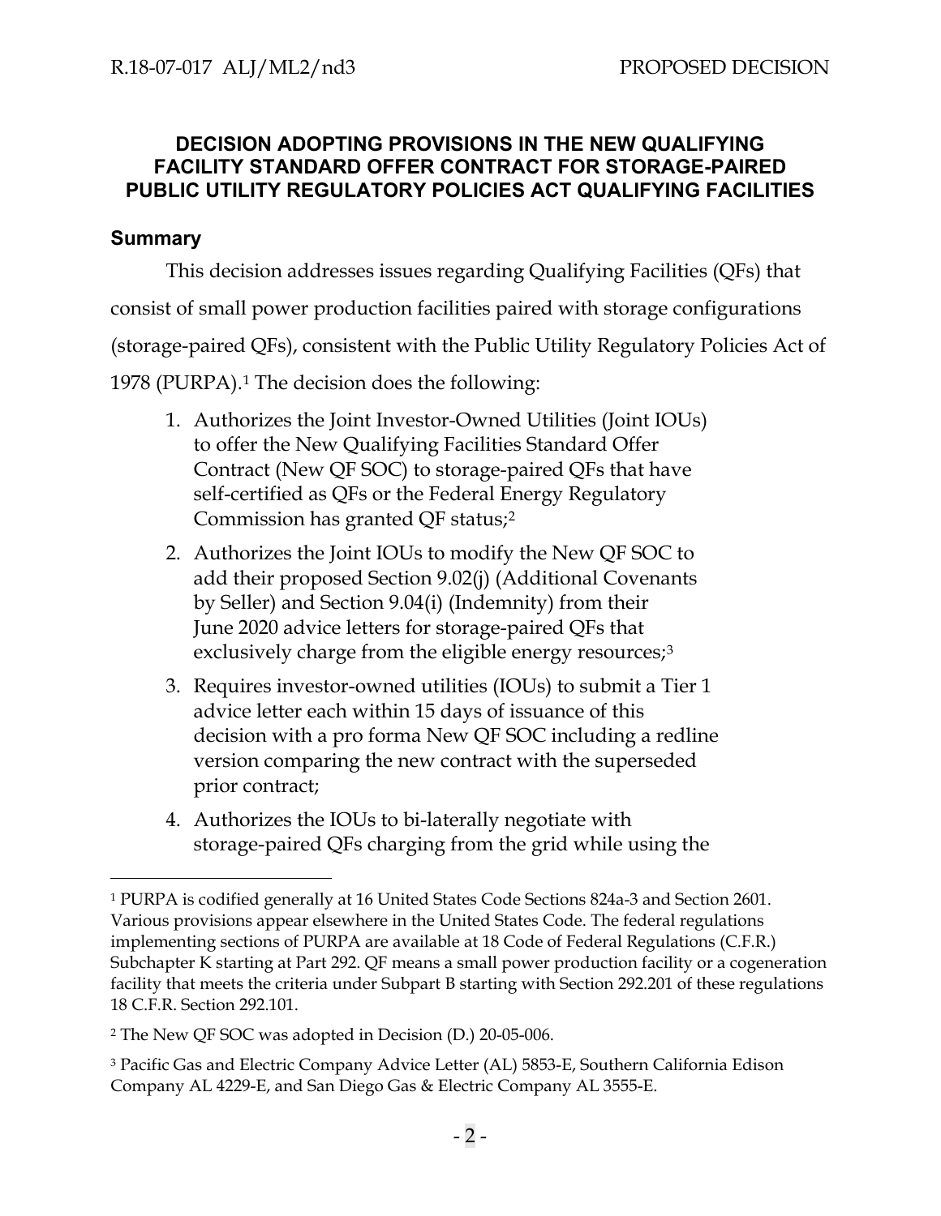## DECISION ADOPTING PROVISIONS IN THE NEW QUALIFYING FACILITY STANDARD OFFER CONTRACT FOR STORAGE-PAIRED PUBLIC UTILITY REGULATORY POLICIES ACT QUALIFYING FACILITIES

### Summary

This decision addresses issues regarding Qualifying Facilities (QFs) that consist of small power production facilities paired with storage configurations (storage-paired QFs), consistent with the Public Utility Regulatory Policies Act of 1978 (PURPA).[1] The decision does the following:

1. Authorizes the Joint Investor-Owned Utilities (Joint IOUs) to offer the New Qualifying Facilities Standard Offer Contract (New QF SOC) to storage-paired QFs that have self-certified as QFs or the Federal Energy Regulatory Commission has granted QF status;[2]
2. Authorizes the Joint IOUs to modify the New QF SOC to add their proposed Section 9.02(j) (Additional Covenants by Seller) and Section 9.04(i) (Indemnity) from their June 2020 advice letters for storage-paired QFs that exclusively charge from the eligible energy resources;[3]
3. Requires investor-owned utilities (IOUs) to submit a Tier 1 advice letter each within 15 days of issuance of this decision with a pro forma New QF SOC including a redline version comparing the new contract with the superseded prior contract;
4. Authorizes the IOUs to bi-laterally negotiate with storage-paired QFs charging from the grid while using the

---

[1] PURPA is codified generally at 16 United States Code Sections 824a-3 and Section 2601. Various provisions appear elsewhere in the United States Code. The federal regulations implementing sections of PURPA are available at 18 Code of Federal Regulations (C.F.R.) Subchapter K starting at Part 292. QF means a small power production facility or a cogeneration facility that meets the criteria under Subpart B starting with Section 292.201 of these regulations 18 C.F.R. Section 292.101.

[2] The New QF SOC was adopted in Decision (D.) 20-05-006.

[3] Pacific Gas and Electric Company Advice Letter (AL) 5853-E, Southern California Edison Company AL 4229-E, and San Diego Gas & Electric Company AL 3555-E.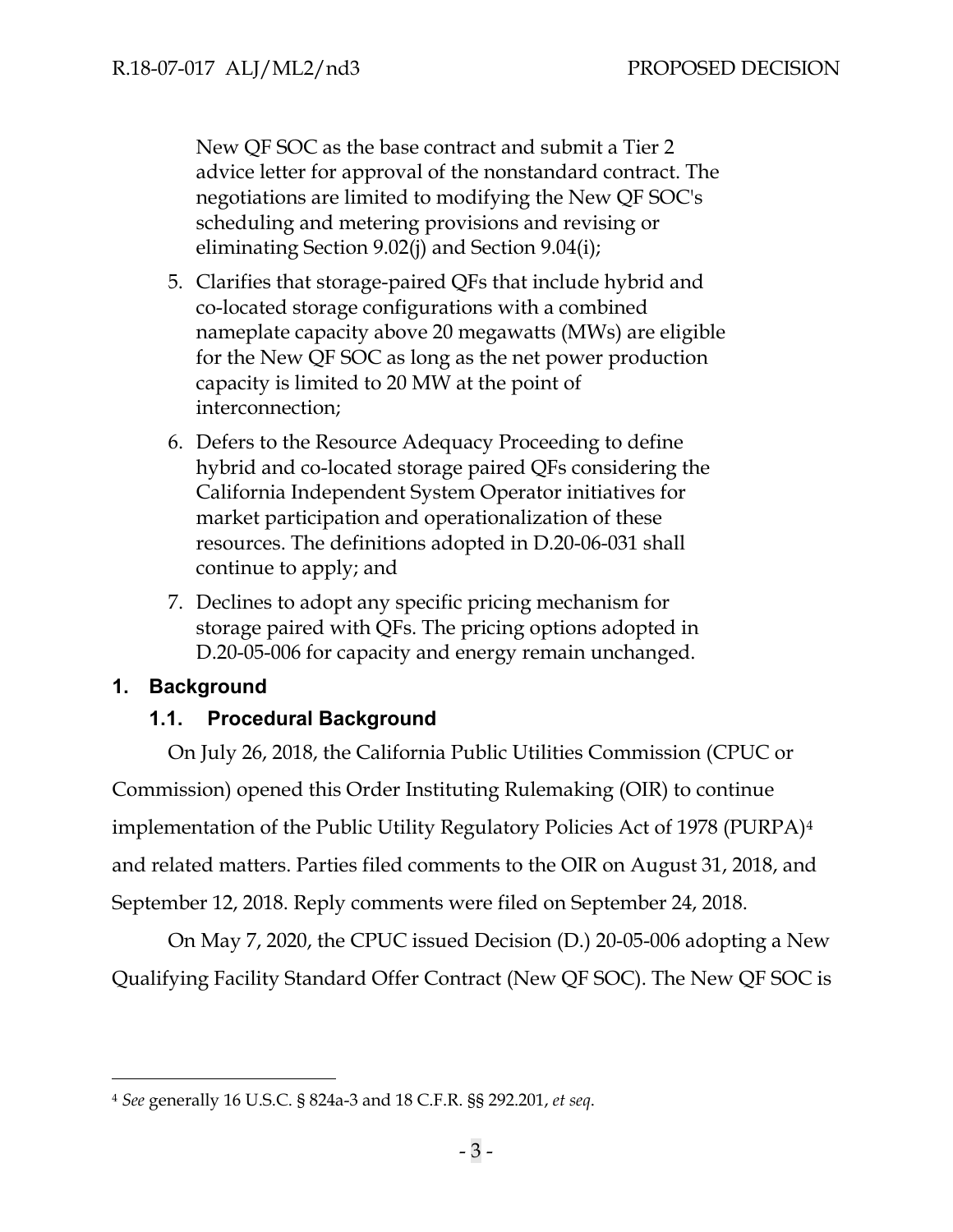New QF SOC as the base contract and submit a Tier 2 advice letter for approval of the nonstandard contract. The negotiations are limited to modifying the New QF SOC's scheduling and metering provisions and revising or eliminating Section 9.02(j) and Section 9.04(i);

5. Clarifies that storage-paired QFs that include hybrid and co-located storage configurations with a combined nameplate capacity above 20 megawatts (MWs) are eligible for the New QF SOC as long as the net power production capacity is limited to 20 MW at the point of interconnection;
6. Defers to the Resource Adequacy Proceeding to define hybrid and co-located storage paired QFs considering the California Independent System Operator initiatives for market participation and operationalization of these resources. The definitions adopted in D.20-06-031 shall continue to apply; and
7. Declines to adopt any specific pricing mechanism for storage paired with QFs. The pricing options adopted in D.20-05-006 for capacity and energy remain unchanged.

## 1. Background

### 1.1. Procedural Background

On July 26, 2018, the California Public Utilities Commission (CPUC or Commission) opened this Order Instituting Rulemaking (OIR) to continue implementation of the Public Utility Regulatory Policies Act of 1978 (PURPA)[4] and related matters. Parties filed comments to the OIR on August 31, 2018, and September 12, 2018. Reply comments were filed on September 24, 2018.

On May 7, 2020, the CPUC issued Decision (D.) 20-05-006 adopting a New Qualifying Facility Standard Offer Contract (New QF SOC). The New QF SOC is

---

[4] *See* generally 16 U.S.C. § 824a-3 and 18 C.F.R. §§ 292.201, *et seq*.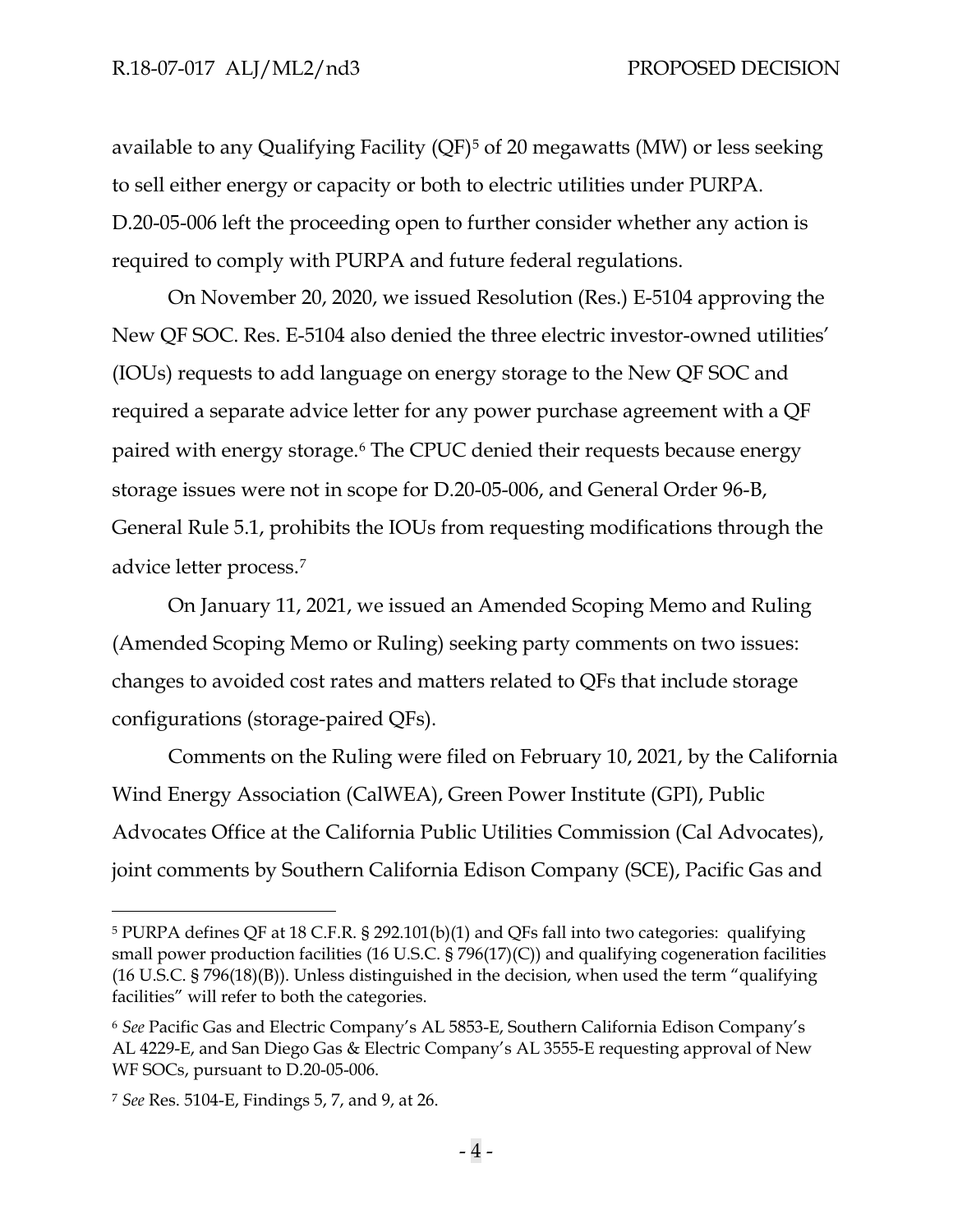available to any Qualifying Facility (QF)[5] of 20 megawatts (MW) or less seeking to sell either energy or capacity or both to electric utilities under PURPA. D.20-05-006 left the proceeding open to further consider whether any action is required to comply with PURPA and future federal regulations.

On November 20, 2020, we issued Resolution (Res.) E-5104 approving the New QF SOC. Res. E-5104 also denied the three electric investor-owned utilities' (IOUs) requests to add language on energy storage to the New QF SOC and required a separate advice letter for any power purchase agreement with a QF paired with energy storage.[6] The CPUC denied their requests because energy storage issues were not in scope for D.20-05-006, and General Order 96-B, General Rule 5.1, prohibits the IOUs from requesting modifications through the advice letter process.[7]

On January 11, 2021, we issued an Amended Scoping Memo and Ruling (Amended Scoping Memo or Ruling) seeking party comments on two issues: changes to avoided cost rates and matters related to QFs that include storage configurations (storage-paired QFs).

Comments on the Ruling were filed on February 10, 2021, by the California Wind Energy Association (CalWEA), Green Power Institute (GPI), Public Advocates Office at the California Public Utilities Commission (Cal Advocates), joint comments by Southern California Edison Company (SCE), Pacific Gas and

---

[5] PURPA defines QF at 18 C.F.R. § 292.101(b)(1) and QFs fall into two categories: qualifying small power production facilities (16 U.S.C. § 796(17)(C)) and qualifying cogeneration facilities (16 U.S.C. § 796(18)(B)). Unless distinguished in the decision, when used the term "qualifying facilities" will refer to both the categories.

[6] *See* Pacific Gas and Electric Company's AL 5853-E, Southern California Edison Company's AL 4229-E, and San Diego Gas & Electric Company's AL 3555-E requesting approval of New WF SOCs, pursuant to D.20-05-006.

[7] *See* Res. 5104-E, Findings 5, 7, and 9, at 26.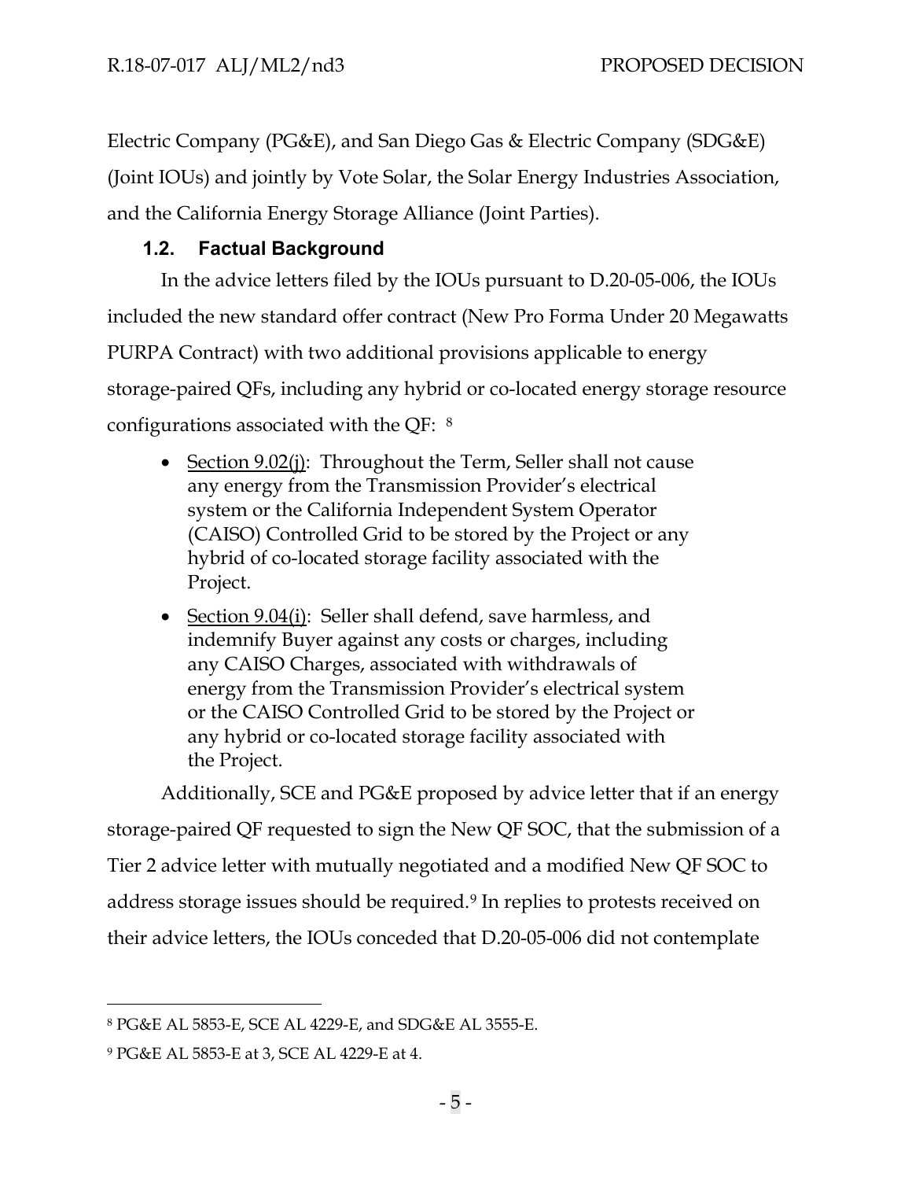Electric Company (PG&E), and San Diego Gas & Electric Company (SDG&E) (Joint IOUs) and jointly by Vote Solar, the Solar Energy Industries Association, and the California Energy Storage Alliance (Joint Parties).

### 1.2. Factual Background

In the advice letters filed by the IOUs pursuant to D.20-05-006, the IOUs included the new standard offer contract (New Pro Forma Under 20 Megawatts PURPA Contract) with two additional provisions applicable to energy storage-paired QFs, including any hybrid or co-located energy storage resource configurations associated with the QF: [8]

- Section 9.02(j): Throughout the Term, Seller shall not cause any energy from the Transmission Provider's electrical system or the California Independent System Operator (CAISO) Controlled Grid to be stored by the Project or any hybrid of co-located storage facility associated with the Project.
- Section 9.04(i): Seller shall defend, save harmless, and indemnify Buyer against any costs or charges, including any CAISO Charges, associated with withdrawals of energy from the Transmission Provider's electrical system or the CAISO Controlled Grid to be stored by the Project or any hybrid or co-located storage facility associated with the Project.

Additionally, SCE and PG&E proposed by advice letter that if an energy storage-paired QF requested to sign the New QF SOC, that the submission of a Tier 2 advice letter with mutually negotiated and a modified New QF SOC to address storage issues should be required.[9] In replies to protests received on their advice letters, the IOUs conceded that D.20-05-006 did not contemplate

---

[8] PG&E AL 5853-E, SCE AL 4229-E, and SDG&E AL 3555-E.

[9] PG&E AL 5853-E at 3, SCE AL 4229-E at 4.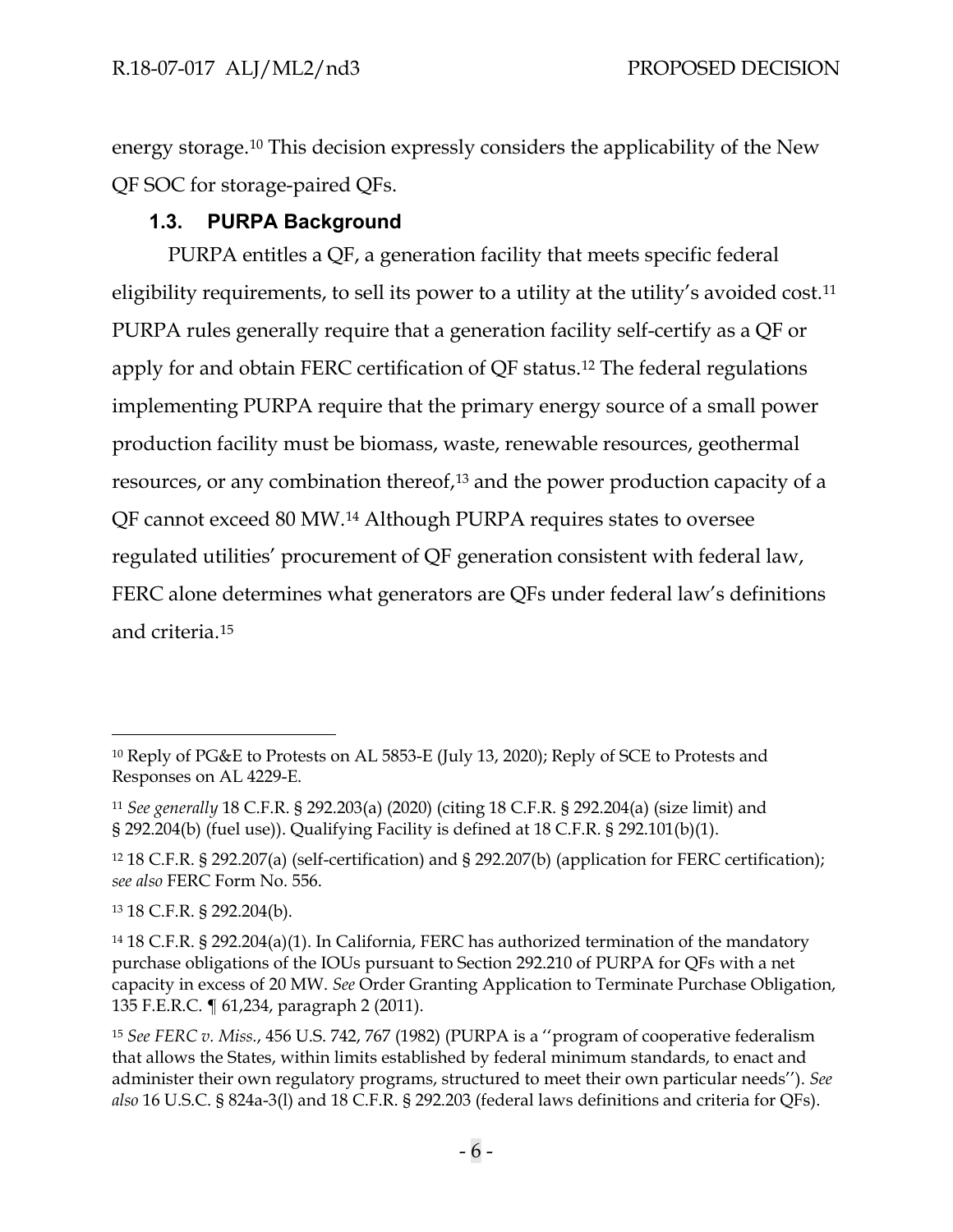energy storage.[10] This decision expressly considers the applicability of the New QF SOC for storage-paired QFs.

### 1.3. PURPA Background

PURPA entitles a QF, a generation facility that meets specific federal eligibility requirements, to sell its power to a utility at the utility's avoided cost.[11] PURPA rules generally require that a generation facility self-certify as a QF or apply for and obtain FERC certification of QF status.[12] The federal regulations implementing PURPA require that the primary energy source of a small power production facility must be biomass, waste, renewable resources, geothermal resources, or any combination thereof,[13] and the power production capacity of a QF cannot exceed 80 MW.[14] Although PURPA requires states to oversee regulated utilities' procurement of QF generation consistent with federal law, FERC alone determines what generators are QFs under federal law's definitions and criteria.[15]

---

[10] Reply of PG&E to Protests on AL 5853-E (July 13, 2020); Reply of SCE to Protests and Responses on AL 4229-E.

[11] *See generally* 18 C.F.R. § 292.203(a) (2020) (citing 18 C.F.R. § 292.204(a) (size limit) and § 292.204(b) (fuel use)). Qualifying Facility is defined at 18 C.F.R. § 292.101(b)(1).

[12] 18 C.F.R. § 292.207(a) (self-certification) and § 292.207(b) (application for FERC certification); *see also* FERC Form No. 556.

[13] 18 C.F.R. § 292.204(b).

[14] 18 C.F.R. § 292.204(a)(1). In California, FERC has authorized termination of the mandatory purchase obligations of the IOUs pursuant to Section 292.210 of PURPA for QFs with a net capacity in excess of 20 MW. *See* Order Granting Application to Terminate Purchase Obligation, 135 F.E.R.C. ¶ 61,234, paragraph 2 (2011).

[15] *See FERC v. Miss.*, 456 U.S. 742, 767 (1982) (PURPA is a ''program of cooperative federalism that allows the States, within limits established by federal minimum standards, to enact and administer their own regulatory programs, structured to meet their own particular needs''). *See also* 16 U.S.C. § 824a-3(l) and 18 C.F.R. § 292.203 (federal laws definitions and criteria for QFs).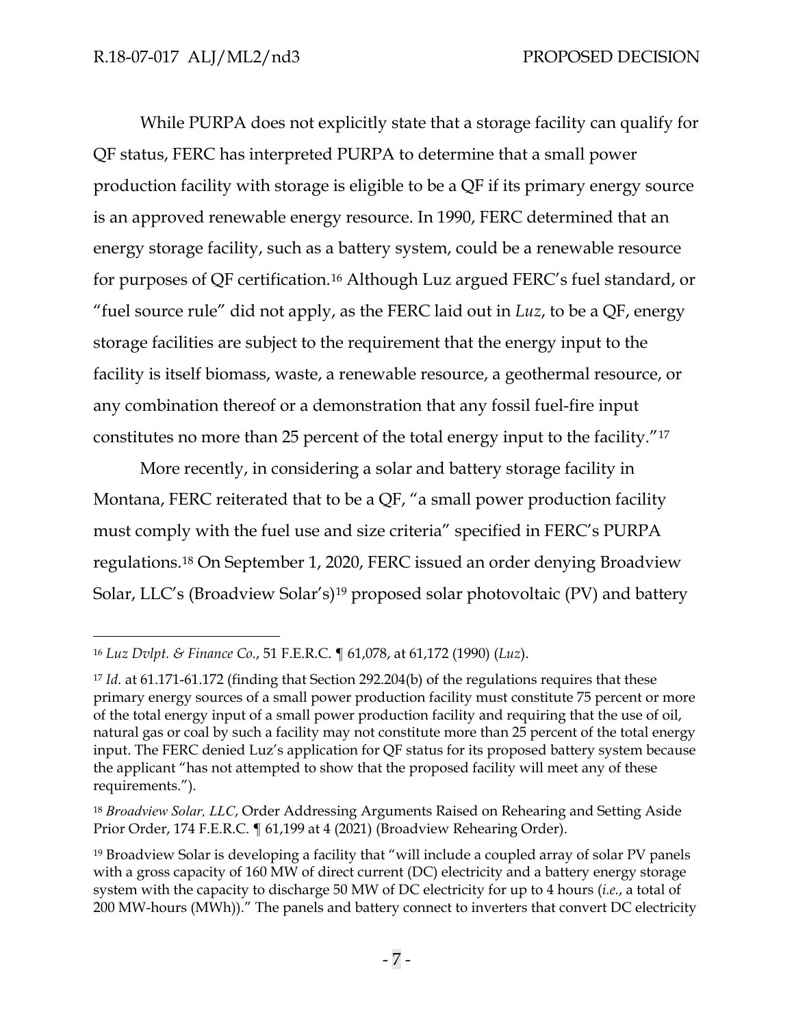While PURPA does not explicitly state that a storage facility can qualify for QF status, FERC has interpreted PURPA to determine that a small power production facility with storage is eligible to be a QF if its primary energy source is an approved renewable energy resource. In 1990, FERC determined that an energy storage facility, such as a battery system, could be a renewable resource for purposes of QF certification.[16] Although Luz argued FERC's fuel standard, or "fuel source rule" did not apply, as the FERC laid out in *Luz*, to be a QF, energy storage facilities are subject to the requirement that the energy input to the facility is itself biomass, waste, a renewable resource, a geothermal resource, or any combination thereof or a demonstration that any fossil fuel-fire input constitutes no more than 25 percent of the total energy input to the facility."[17]

More recently, in considering a solar and battery storage facility in Montana, FERC reiterated that to be a QF, "a small power production facility must comply with the fuel use and size criteria" specified in FERC's PURPA regulations.[18] On September 1, 2020, FERC issued an order denying Broadview Solar, LLC's (Broadview Solar's)[19] proposed solar photovoltaic (PV) and battery

---

[16] *Luz Dvlpt. & Finance Co.*, 51 F.E.R.C. ¶ 61,078, at 61,172 (1990) (*Luz*).

[17] *Id.* at 61.171-61.172 (finding that Section 292.204(b) of the regulations requires that these primary energy sources of a small power production facility must constitute 75 percent or more of the total energy input of a small power production facility and requiring that the use of oil, natural gas or coal by such a facility may not constitute more than 25 percent of the total energy input. The FERC denied Luz's application for QF status for its proposed battery system because the applicant "has not attempted to show that the proposed facility will meet any of these requirements.").

[18] *Broadview Solar, LLC*, Order Addressing Arguments Raised on Rehearing and Setting Aside Prior Order, 174 F.E.R.C. ¶ 61,199 at 4 (2021) (Broadview Rehearing Order).

[19] Broadview Solar is developing a facility that "will include a coupled array of solar PV panels with a gross capacity of 160 MW of direct current (DC) electricity and a battery energy storage system with the capacity to discharge 50 MW of DC electricity for up to 4 hours (*i.e.*, a total of 200 MW-hours (MWh))." The panels and battery connect to inverters that convert DC electricity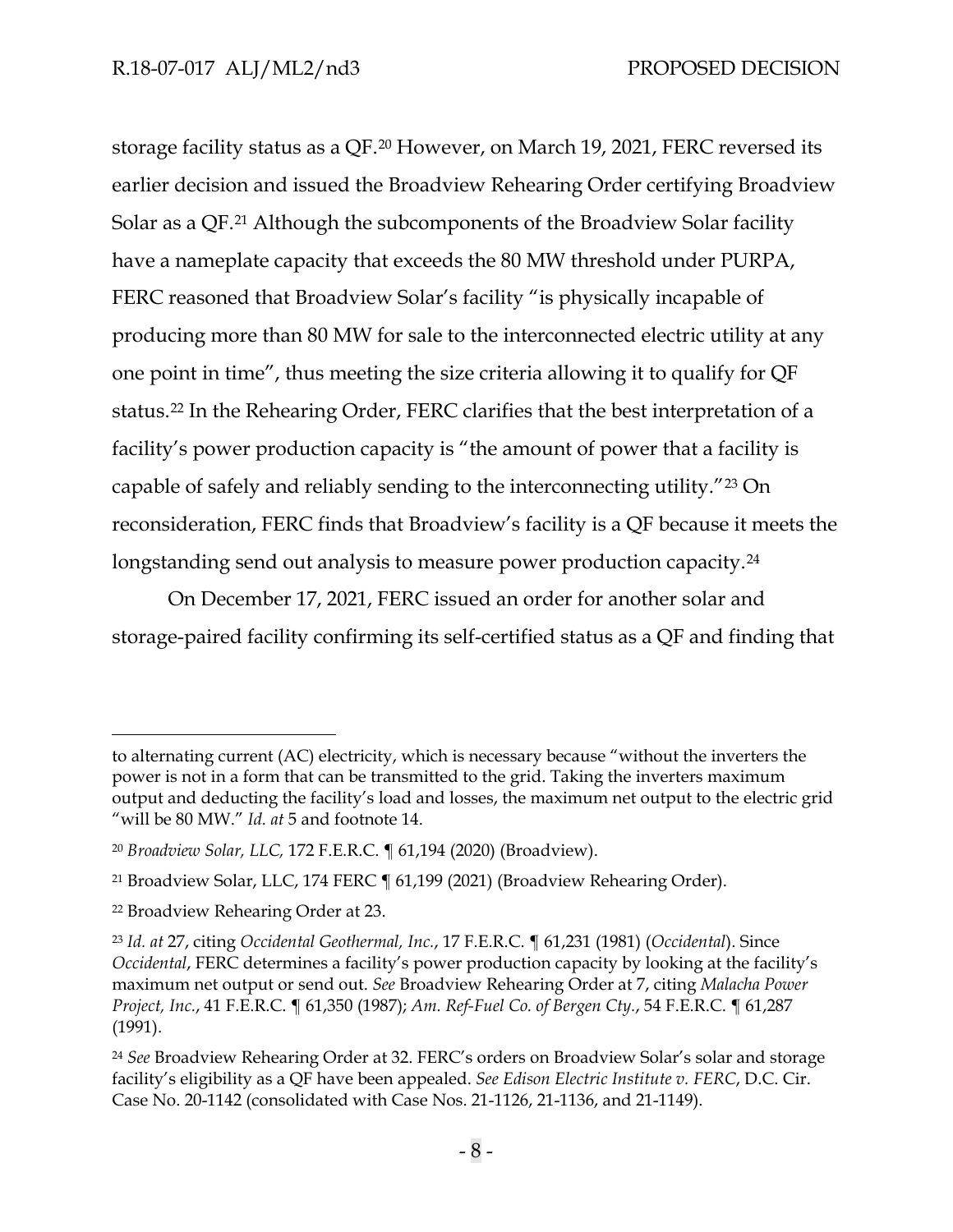storage facility status as a QF.[20] However, on March 19, 2021, FERC reversed its earlier decision and issued the Broadview Rehearing Order certifying Broadview Solar as a QF.[21] Although the subcomponents of the Broadview Solar facility have a nameplate capacity that exceeds the 80 MW threshold under PURPA, FERC reasoned that Broadview Solar's facility "is physically incapable of producing more than 80 MW for sale to the interconnected electric utility at any one point in time", thus meeting the size criteria allowing it to qualify for QF status.[22] In the Rehearing Order, FERC clarifies that the best interpretation of a facility's power production capacity is "the amount of power that a facility is capable of safely and reliably sending to the interconnecting utility."[23] On reconsideration, FERC finds that Broadview's facility is a QF because it meets the longstanding send out analysis to measure power production capacity.[24]

On December 17, 2021, FERC issued an order for another solar and storage-paired facility confirming its self-certified status as a QF and finding that

---

to alternating current (AC) electricity, which is necessary because "without the inverters the power is not in a form that can be transmitted to the grid. Taking the inverters maximum output and deducting the facility's load and losses, the maximum net output to the electric grid "will be 80 MW." *Id. at* 5 and footnote 14.

[20] *Broadview Solar, LLC,* 172 F.E.R.C. ¶ 61,194 (2020) (Broadview).

[21] Broadview Solar, LLC, 174 FERC ¶ 61,199 (2021) (Broadview Rehearing Order).

[22] Broadview Rehearing Order at 23.

[23] *Id. at* 27, citing *Occidental Geothermal, Inc.*, 17 F.E.R.C. ¶ 61,231 (1981) (*Occidental*). Since *Occidental*, FERC determines a facility's power production capacity by looking at the facility's maximum net output or send out. *See* Broadview Rehearing Order at 7, citing *Malacha Power Project, Inc.*, 41 F.E.R.C. ¶ 61,350 (1987); *Am. Ref-Fuel Co. of Bergen Cty.*, 54 F.E.R.C. ¶ 61,287 (1991).

[24] *See* Broadview Rehearing Order at 32. FERC's orders on Broadview Solar's solar and storage facility's eligibility as a QF have been appealed. *See Edison Electric Institute v. FERC*, D.C. Cir. Case No. 20-1142 (consolidated with Case Nos. 21-1126, 21-1136, and 21-1149).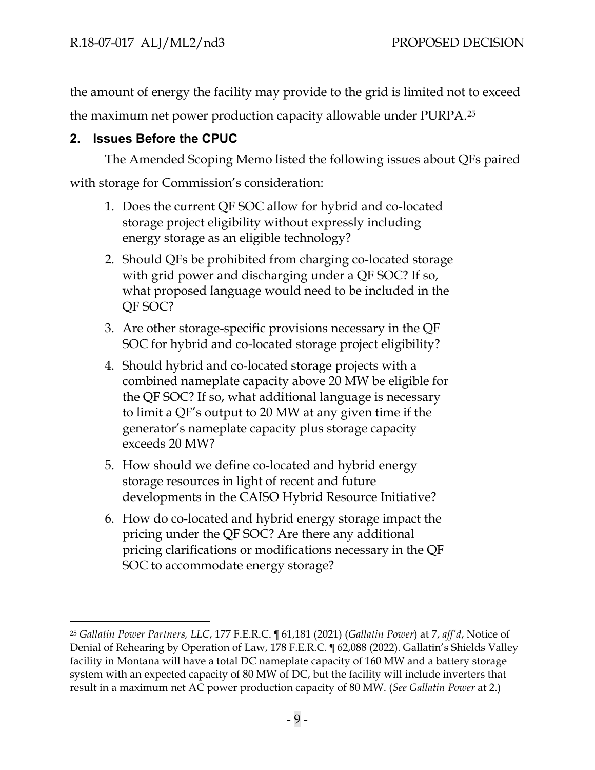the amount of energy the facility may provide to the grid is limited not to exceed the maximum net power production capacity allowable under PURPA.[25]

## 2. Issues Before the CPUC

The Amended Scoping Memo listed the following issues about QFs paired with storage for Commission's consideration:

1. Does the current QF SOC allow for hybrid and co-located storage project eligibility without expressly including energy storage as an eligible technology?
2. Should QFs be prohibited from charging co-located storage with grid power and discharging under a QF SOC? If so, what proposed language would need to be included in the QF SOC?
3. Are other storage-specific provisions necessary in the QF SOC for hybrid and co-located storage project eligibility?
4. Should hybrid and co-located storage projects with a combined nameplate capacity above 20 MW be eligible for the QF SOC? If so, what additional language is necessary to limit a QF's output to 20 MW at any given time if the generator's nameplate capacity plus storage capacity exceeds 20 MW?
5. How should we define co-located and hybrid energy storage resources in light of recent and future developments in the CAISO Hybrid Resource Initiative?
6. How do co-located and hybrid energy storage impact the pricing under the QF SOC? Are there any additional pricing clarifications or modifications necessary in the QF SOC to accommodate energy storage?

---

[25] *Gallatin Power Partners, LLC*, 177 F.E.R.C. ¶ 61,181 (2021) (*Gallatin Power*) at 7, *aff'd*, Notice of Denial of Rehearing by Operation of Law, 178 F.E.R.C. ¶ 62,088 (2022). Gallatin's Shields Valley facility in Montana will have a total DC nameplate capacity of 160 MW and a battery storage system with an expected capacity of 80 MW of DC, but the facility will include inverters that result in a maximum net AC power production capacity of 80 MW. (*See Gallatin Power* at 2.)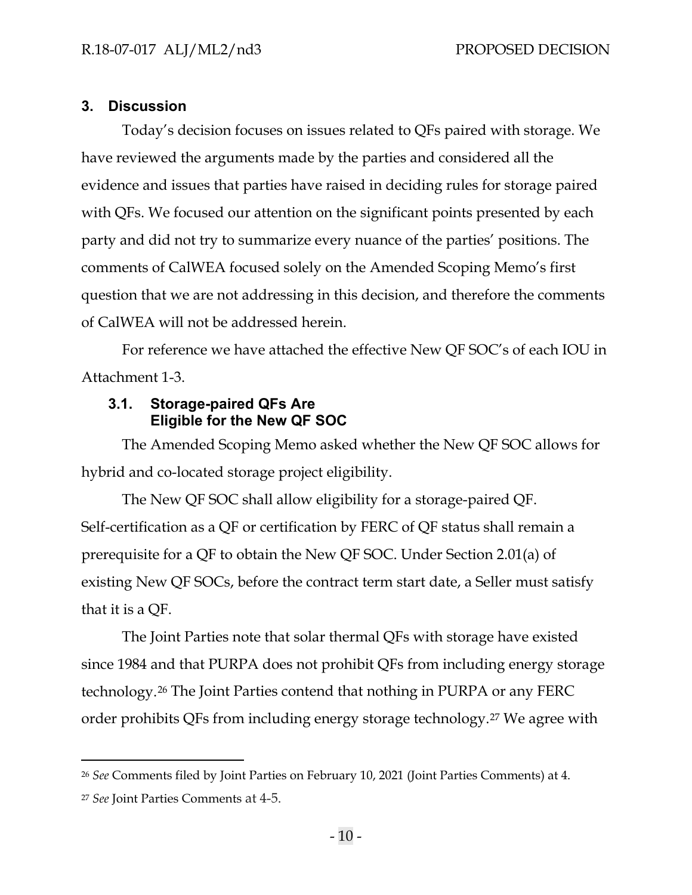## 3. Discussion

Today's decision focuses on issues related to QFs paired with storage. We have reviewed the arguments made by the parties and considered all the evidence and issues that parties have raised in deciding rules for storage paired with QFs. We focused our attention on the significant points presented by each party and did not try to summarize every nuance of the parties' positions. The comments of CalWEA focused solely on the Amended Scoping Memo's first question that we are not addressing in this decision, and therefore the comments of CalWEA will not be addressed herein.

For reference we have attached the effective New QF SOC's of each IOU in Attachment 1-3.

### 3.1. Storage-paired QFs Are Eligible for the New QF SOC

The Amended Scoping Memo asked whether the New QF SOC allows for hybrid and co-located storage project eligibility.

The New QF SOC shall allow eligibility for a storage-paired QF. Self-certification as a QF or certification by FERC of QF status shall remain a prerequisite for a QF to obtain the New QF SOC. Under Section 2.01(a) of existing New QF SOCs, before the contract term start date, a Seller must satisfy that it is a QF.

The Joint Parties note that solar thermal QFs with storage have existed since 1984 and that PURPA does not prohibit QFs from including energy storage technology.[26] The Joint Parties contend that nothing in PURPA or any FERC order prohibits QFs from including energy storage technology.[27] We agree with

---

[26] *See* Comments filed by Joint Parties on February 10, 2021 (Joint Parties Comments) at 4.

[27] *See* Joint Parties Comments at 4-5.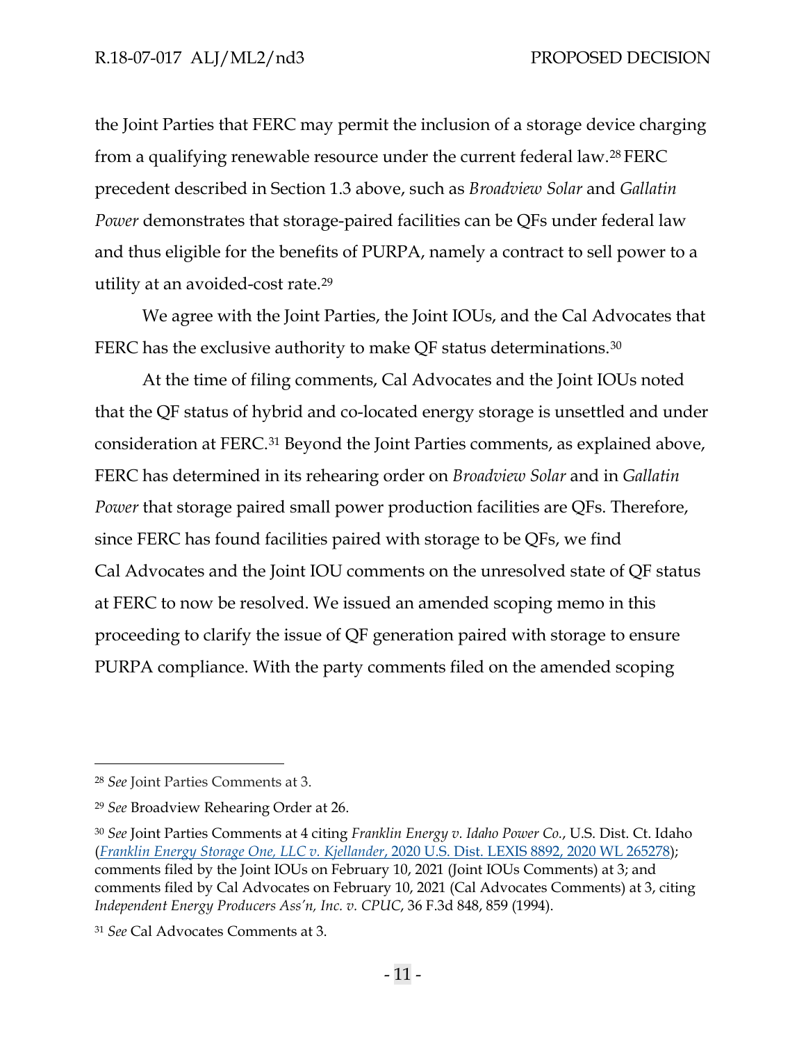the Joint Parties that FERC may permit the inclusion of a storage device charging from a qualifying renewable resource under the current federal law.[28] FERC precedent described in Section 1.3 above, such as *Broadview Solar* and *Gallatin Power* demonstrates that storage-paired facilities can be QFs under federal law and thus eligible for the benefits of PURPA, namely a contract to sell power to a utility at an avoided-cost rate.[29]

We agree with the Joint Parties, the Joint IOUs, and the Cal Advocates that FERC has the exclusive authority to make QF status determinations.[30]

At the time of filing comments, Cal Advocates and the Joint IOUs noted that the QF status of hybrid and co-located energy storage is unsettled and under consideration at FERC.[31] Beyond the Joint Parties comments, as explained above, FERC has determined in its rehearing order on *Broadview Solar* and in *Gallatin Power* that storage paired small power production facilities are QFs. Therefore, since FERC has found facilities paired with storage to be QFs, we find Cal Advocates and the Joint IOU comments on the unresolved state of QF status at FERC to now be resolved. We issued an amended scoping memo in this proceeding to clarify the issue of QF generation paired with storage to ensure PURPA compliance. With the party comments filed on the amended scoping

---

[28] *See* Joint Parties Comments at 3.

[29] *See* Broadview Rehearing Order at 26.

[30] *See* Joint Parties Comments at 4 citing *Franklin Energy v. Idaho Power Co.*, U.S. Dist. Ct. Idaho (*Franklin Energy Storage One, LLC v. Kjellander*, 2020 U.S. Dist. LEXIS 8892, 2020 WL 265278); comments filed by the Joint IOUs on February 10, 2021 (Joint IOUs Comments) at 3; and comments filed by Cal Advocates on February 10, 2021 (Cal Advocates Comments) at 3, citing *Independent Energy Producers Ass'n, Inc. v. CPUC*, 36 F.3d 848, 859 (1994).

[31] *See* Cal Advocates Comments at 3.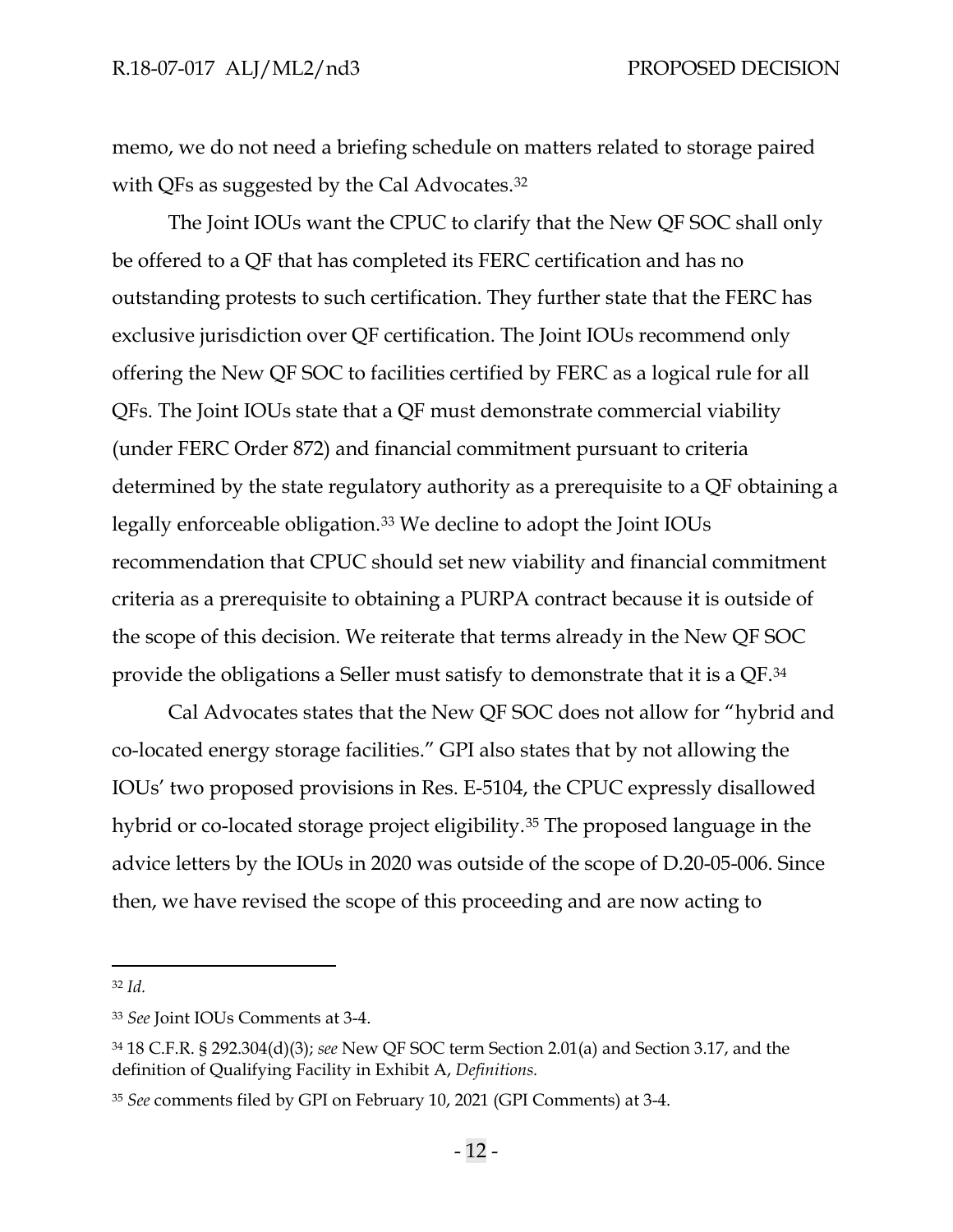memo, we do not need a briefing schedule on matters related to storage paired with QFs as suggested by the Cal Advocates.[32]

The Joint IOUs want the CPUC to clarify that the New QF SOC shall only be offered to a QF that has completed its FERC certification and has no outstanding protests to such certification. They further state that the FERC has exclusive jurisdiction over QF certification. The Joint IOUs recommend only offering the New QF SOC to facilities certified by FERC as a logical rule for all QFs. The Joint IOUs state that a QF must demonstrate commercial viability (under FERC Order 872) and financial commitment pursuant to criteria determined by the state regulatory authority as a prerequisite to a QF obtaining a legally enforceable obligation.[33] We decline to adopt the Joint IOUs recommendation that CPUC should set new viability and financial commitment criteria as a prerequisite to obtaining a PURPA contract because it is outside of the scope of this decision. We reiterate that terms already in the New QF SOC provide the obligations a Seller must satisfy to demonstrate that it is a QF.[34]

Cal Advocates states that the New QF SOC does not allow for "hybrid and co-located energy storage facilities." GPI also states that by not allowing the IOUs' two proposed provisions in Res. E-5104, the CPUC expressly disallowed hybrid or co-located storage project eligibility.[35] The proposed language in the advice letters by the IOUs in 2020 was outside of the scope of D.20-05-006. Since then, we have revised the scope of this proceeding and are now acting to

---

[32] *Id.*

[33] *See* Joint IOUs Comments at 3-4.

[34] 18 C.F.R. § 292.304(d)(3); *see* New QF SOC term Section 2.01(a) and Section 3.17, and the definition of Qualifying Facility in Exhibit A, *Definitions.*

[35] *See* comments filed by GPI on February 10, 2021 (GPI Comments) at 3-4.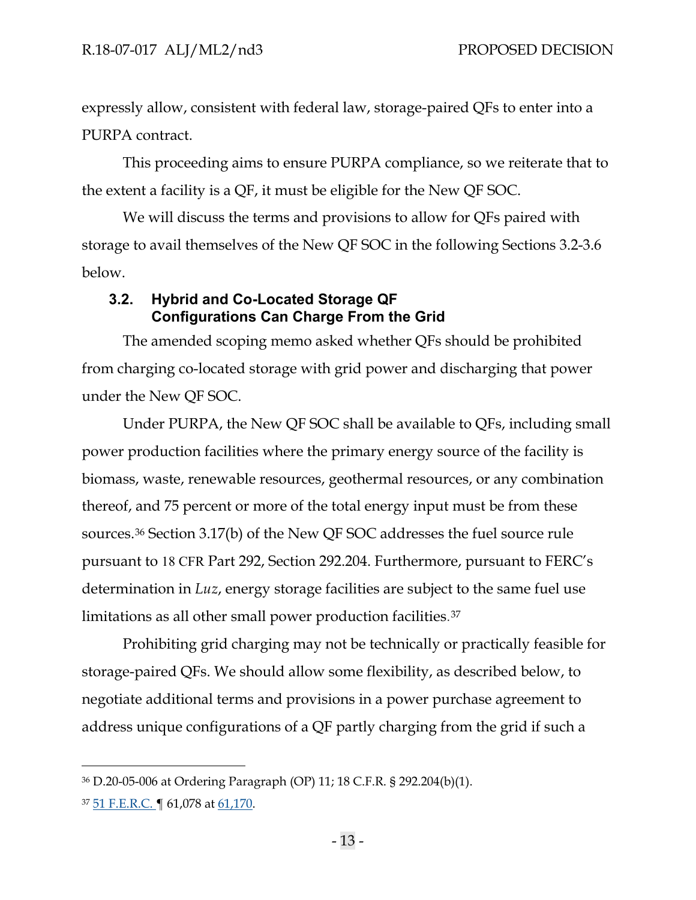expressly allow, consistent with federal law, storage-paired QFs to enter into a PURPA contract.

This proceeding aims to ensure PURPA compliance, so we reiterate that to the extent a facility is a QF, it must be eligible for the New QF SOC.

We will discuss the terms and provisions to allow for QFs paired with storage to avail themselves of the New QF SOC in the following Sections 3.2-3.6 below.

### 3.2. Hybrid and Co-Located Storage QF Configurations Can Charge From the Grid

The amended scoping memo asked whether QFs should be prohibited from charging co-located storage with grid power and discharging that power under the New QF SOC.

Under PURPA, the New QF SOC shall be available to QFs, including small power production facilities where the primary energy source of the facility is biomass, waste, renewable resources, geothermal resources, or any combination thereof, and 75 percent or more of the total energy input must be from these sources.[36] Section 3.17(b) of the New QF SOC addresses the fuel source rule pursuant to 18 CFR Part 292, Section 292.204. Furthermore, pursuant to FERC's determination in *Luz*, energy storage facilities are subject to the same fuel use limitations as all other small power production facilities.[37]

Prohibiting grid charging may not be technically or practically feasible for storage-paired QFs. We should allow some flexibility, as described below, to negotiate additional terms and provisions in a power purchase agreement to address unique configurations of a QF partly charging from the grid if such a

---

[36] D.20-05-006 at Ordering Paragraph (OP) 11; 18 C.F.R. § 292.204(b)(1).

[37] 51 F.E.R.C. ¶ 61,078 at 61,170.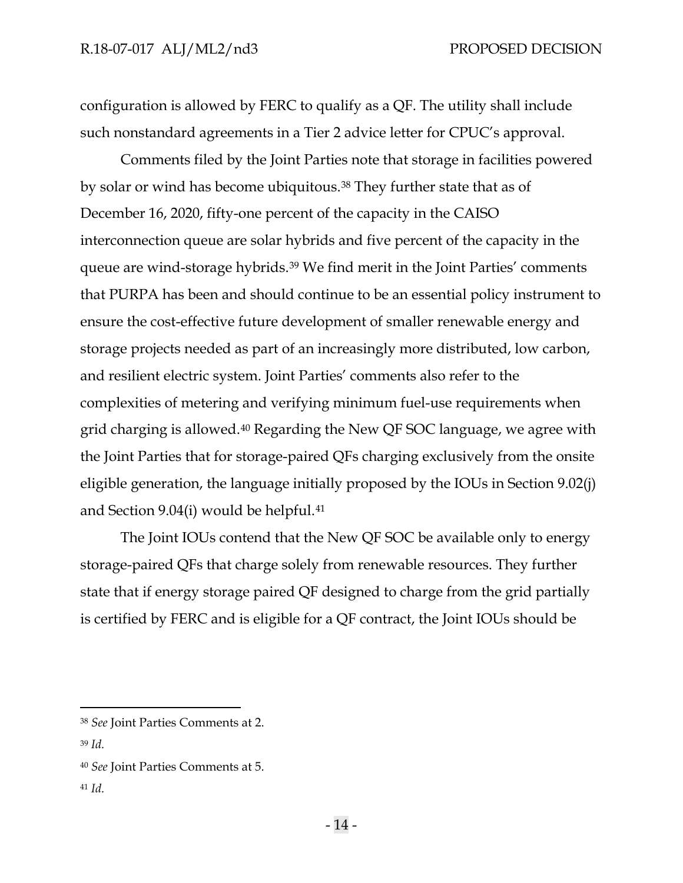configuration is allowed by FERC to qualify as a QF. The utility shall include such nonstandard agreements in a Tier 2 advice letter for CPUC's approval.

Comments filed by the Joint Parties note that storage in facilities powered by solar or wind has become ubiquitous.[38] They further state that as of December 16, 2020, fifty-one percent of the capacity in the CAISO interconnection queue are solar hybrids and five percent of the capacity in the queue are wind-storage hybrids.[39] We find merit in the Joint Parties' comments that PURPA has been and should continue to be an essential policy instrument to ensure the cost-effective future development of smaller renewable energy and storage projects needed as part of an increasingly more distributed, low carbon, and resilient electric system. Joint Parties' comments also refer to the complexities of metering and verifying minimum fuel-use requirements when grid charging is allowed.[40] Regarding the New QF SOC language, we agree with the Joint Parties that for storage-paired QFs charging exclusively from the onsite eligible generation, the language initially proposed by the IOUs in Section 9.02(j) and Section 9.04(i) would be helpful.[41]

The Joint IOUs contend that the New QF SOC be available only to energy storage-paired QFs that charge solely from renewable resources. They further state that if energy storage paired QF designed to charge from the grid partially is certified by FERC and is eligible for a QF contract, the Joint IOUs should be

---

[38] *See* Joint Parties Comments at 2.

[39] *Id.*

[40] *See* Joint Parties Comments at 5.

[41] *Id.*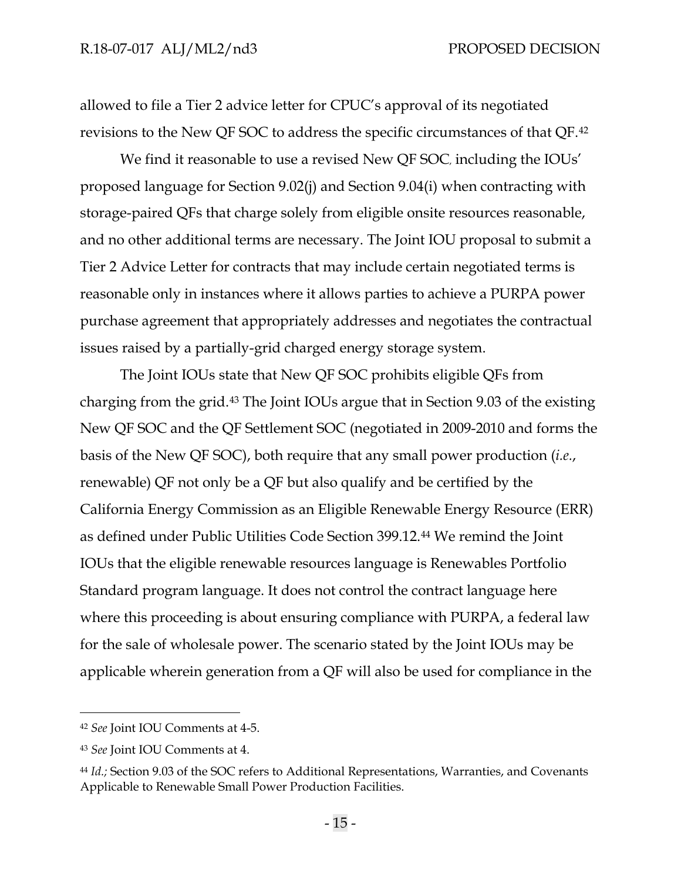allowed to file a Tier 2 advice letter for CPUC's approval of its negotiated revisions to the New QF SOC to address the specific circumstances of that QF.[42]

We find it reasonable to use a revised New QF SOC, including the IOUs' proposed language for Section 9.02(j) and Section 9.04(i) when contracting with storage-paired QFs that charge solely from eligible onsite resources reasonable, and no other additional terms are necessary. The Joint IOU proposal to submit a Tier 2 Advice Letter for contracts that may include certain negotiated terms is reasonable only in instances where it allows parties to achieve a PURPA power purchase agreement that appropriately addresses and negotiates the contractual issues raised by a partially-grid charged energy storage system.

The Joint IOUs state that New QF SOC prohibits eligible QFs from charging from the grid.[43] The Joint IOUs argue that in Section 9.03 of the existing New QF SOC and the QF Settlement SOC (negotiated in 2009-2010 and forms the basis of the New QF SOC), both require that any small power production (*i.e.*, renewable) QF not only be a QF but also qualify and be certified by the California Energy Commission as an Eligible Renewable Energy Resource (ERR) as defined under Public Utilities Code Section 399.12.[44] We remind the Joint IOUs that the eligible renewable resources language is Renewables Portfolio Standard program language. It does not control the contract language here where this proceeding is about ensuring compliance with PURPA, a federal law for the sale of wholesale power. The scenario stated by the Joint IOUs may be applicable wherein generation from a QF will also be used for compliance in the

---

[42] *See* Joint IOU Comments at 4-5.

[43] *See* Joint IOU Comments at 4.

[44] *Id.;* Section 9.03 of the SOC refers to Additional Representations, Warranties, and Covenants Applicable to Renewable Small Power Production Facilities.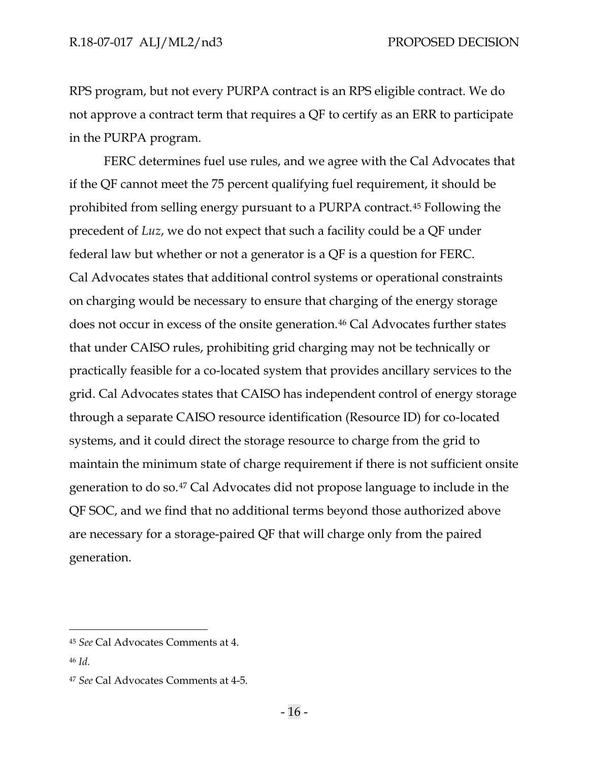RPS program, but not every PURPA contract is an RPS eligible contract. We do not approve a contract term that requires a QF to certify as an ERR to participate in the PURPA program.

FERC determines fuel use rules, and we agree with the Cal Advocates that if the QF cannot meet the 75 percent qualifying fuel requirement, it should be prohibited from selling energy pursuant to a PURPA contract.[45] Following the precedent of *Luz*, we do not expect that such a facility could be a QF under federal law but whether or not a generator is a QF is a question for FERC. Cal Advocates states that additional control systems or operational constraints on charging would be necessary to ensure that charging of the energy storage does not occur in excess of the onsite generation.[46] Cal Advocates further states that under CAISO rules, prohibiting grid charging may not be technically or practically feasible for a co-located system that provides ancillary services to the grid. Cal Advocates states that CAISO has independent control of energy storage through a separate CAISO resource identification (Resource ID) for co-located systems, and it could direct the storage resource to charge from the grid to maintain the minimum state of charge requirement if there is not sufficient onsite generation to do so.[47] Cal Advocates did not propose language to include in the QF SOC, and we find that no additional terms beyond those authorized above are necessary for a storage-paired QF that will charge only from the paired generation.

---

[45] *See* Cal Advocates Comments at 4.

[46] *Id.*

[47] *See* Cal Advocates Comments at 4-5.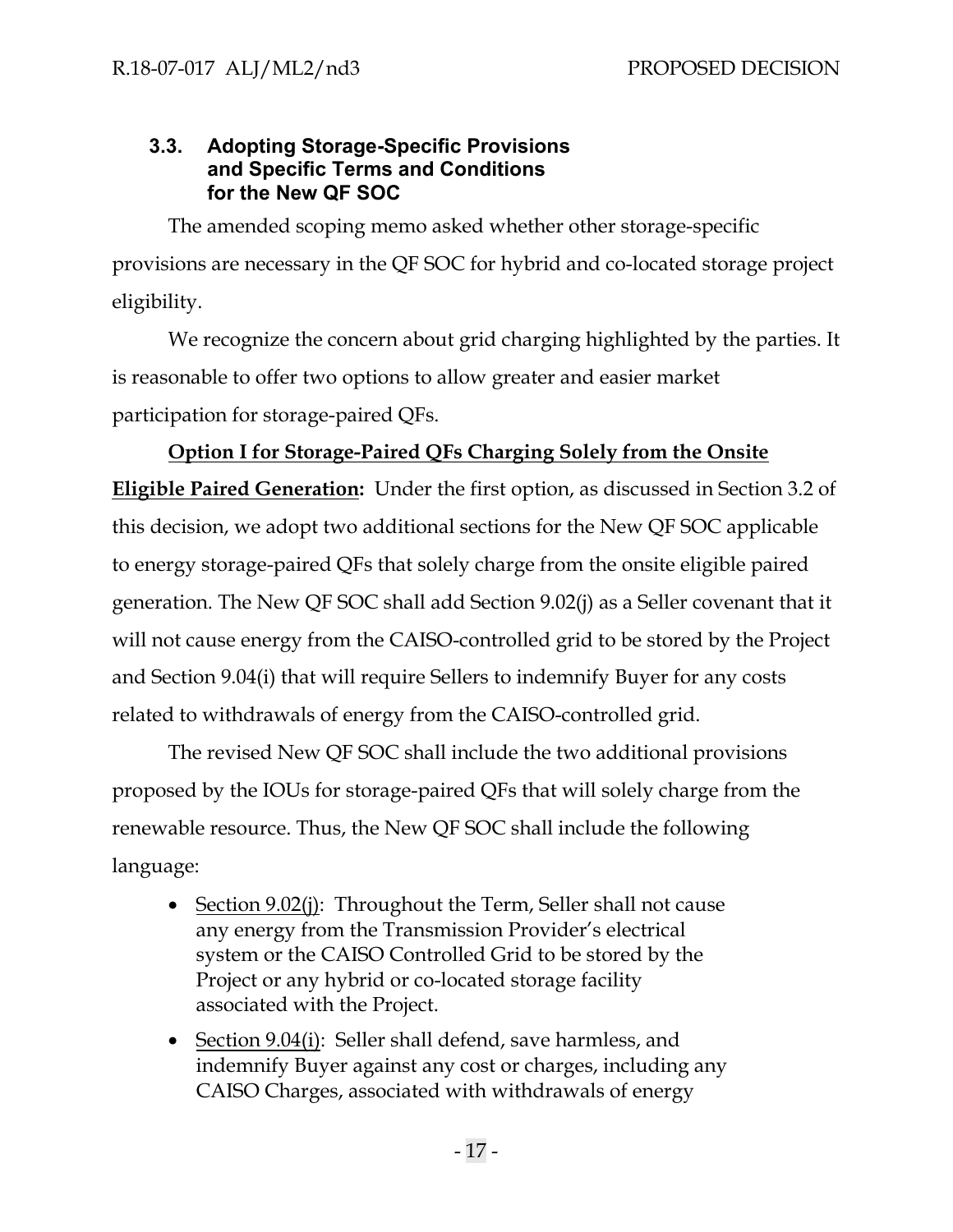### 3.3. Adopting Storage-Specific Provisions and Specific Terms and Conditions for the New QF SOC

The amended scoping memo asked whether other storage-specific provisions are necessary in the QF SOC for hybrid and co-located storage project eligibility.

We recognize the concern about grid charging highlighted by the parties. It is reasonable to offer two options to allow greater and easier market participation for storage-paired QFs.

**Option I for Storage-Paired QFs Charging Solely from the Onsite Eligible Paired Generation:** Under the first option, as discussed in Section 3.2 of this decision, we adopt two additional sections for the New QF SOC applicable to energy storage-paired QFs that solely charge from the onsite eligible paired generation. The New QF SOC shall add Section 9.02(j) as a Seller covenant that it will not cause energy from the CAISO-controlled grid to be stored by the Project and Section 9.04(i) that will require Sellers to indemnify Buyer for any costs related to withdrawals of energy from the CAISO-controlled grid.

The revised New QF SOC shall include the two additional provisions proposed by the IOUs for storage-paired QFs that will solely charge from the renewable resource. Thus, the New QF SOC shall include the following language:

- Section 9.02(j): Throughout the Term, Seller shall not cause any energy from the Transmission Provider's electrical system or the CAISO Controlled Grid to be stored by the Project or any hybrid or co-located storage facility associated with the Project.
- Section 9.04(i): Seller shall defend, save harmless, and indemnify Buyer against any cost or charges, including any CAISO Charges, associated with withdrawals of energy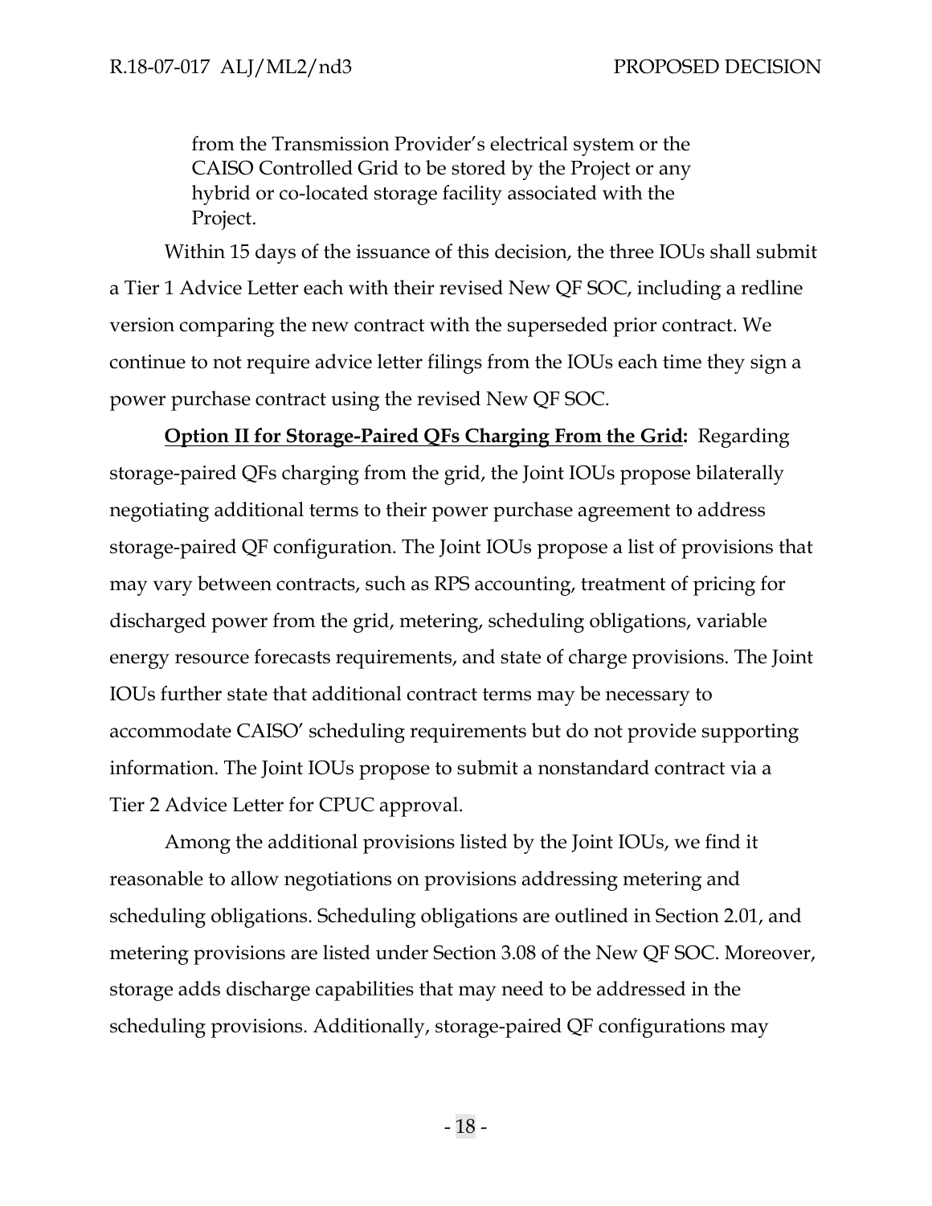> from the Transmission Provider's electrical system or the CAISO Controlled Grid to be stored by the Project or any hybrid or co-located storage facility associated with the Project.

Within 15 days of the issuance of this decision, the three IOUs shall submit a Tier 1 Advice Letter each with their revised New QF SOC, including a redline version comparing the new contract with the superseded prior contract. We continue to not require advice letter filings from the IOUs each time they sign a power purchase contract using the revised New QF SOC.

**Option II for Storage-Paired QFs Charging From the Grid:** Regarding storage-paired QFs charging from the grid, the Joint IOUs propose bilaterally negotiating additional terms to their power purchase agreement to address storage-paired QF configuration. The Joint IOUs propose a list of provisions that may vary between contracts, such as RPS accounting, treatment of pricing for discharged power from the grid, metering, scheduling obligations, variable energy resource forecasts requirements, and state of charge provisions. The Joint IOUs further state that additional contract terms may be necessary to accommodate CAISO' scheduling requirements but do not provide supporting information. The Joint IOUs propose to submit a nonstandard contract via a Tier 2 Advice Letter for CPUC approval.

Among the additional provisions listed by the Joint IOUs, we find it reasonable to allow negotiations on provisions addressing metering and scheduling obligations. Scheduling obligations are outlined in Section 2.01, and metering provisions are listed under Section 3.08 of the New QF SOC. Moreover, storage adds discharge capabilities that may need to be addressed in the scheduling provisions. Additionally, storage-paired QF configurations may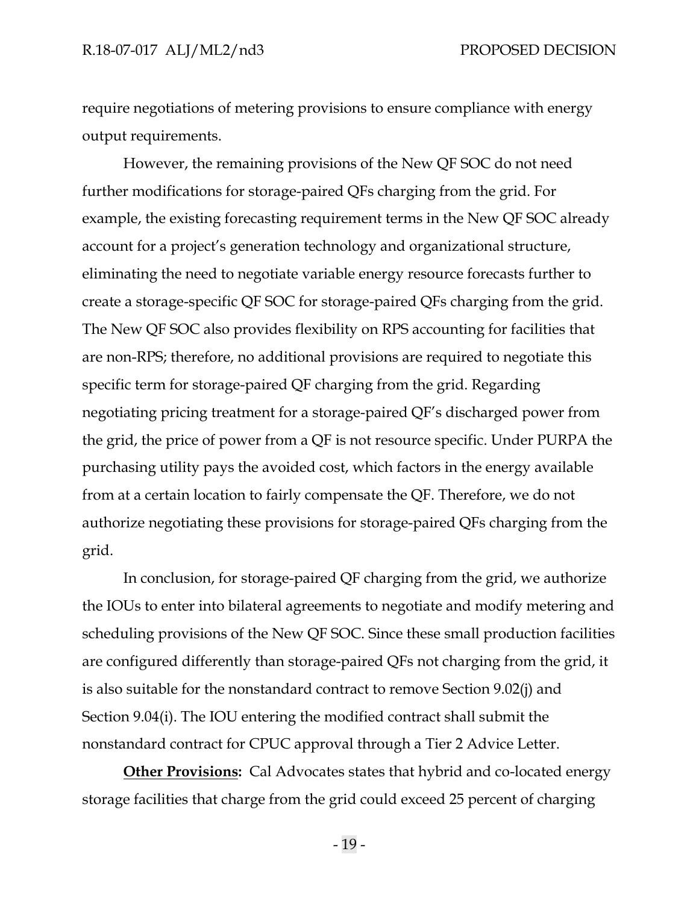require negotiations of metering provisions to ensure compliance with energy output requirements.

However, the remaining provisions of the New QF SOC do not need further modifications for storage-paired QFs charging from the grid. For example, the existing forecasting requirement terms in the New QF SOC already account for a project's generation technology and organizational structure, eliminating the need to negotiate variable energy resource forecasts further to create a storage-specific QF SOC for storage-paired QFs charging from the grid. The New QF SOC also provides flexibility on RPS accounting for facilities that are non-RPS; therefore, no additional provisions are required to negotiate this specific term for storage-paired QF charging from the grid. Regarding negotiating pricing treatment for a storage-paired QF's discharged power from the grid, the price of power from a QF is not resource specific. Under PURPA the purchasing utility pays the avoided cost, which factors in the energy available from at a certain location to fairly compensate the QF. Therefore, we do not authorize negotiating these provisions for storage-paired QFs charging from the grid.

In conclusion, for storage-paired QF charging from the grid, we authorize the IOUs to enter into bilateral agreements to negotiate and modify metering and scheduling provisions of the New QF SOC. Since these small production facilities are configured differently than storage-paired QFs not charging from the grid, it is also suitable for the nonstandard contract to remove Section 9.02(j) and Section 9.04(i). The IOU entering the modified contract shall submit the nonstandard contract for CPUC approval through a Tier 2 Advice Letter.

**Other Provisions:** Cal Advocates states that hybrid and co-located energy storage facilities that charge from the grid could exceed 25 percent of charging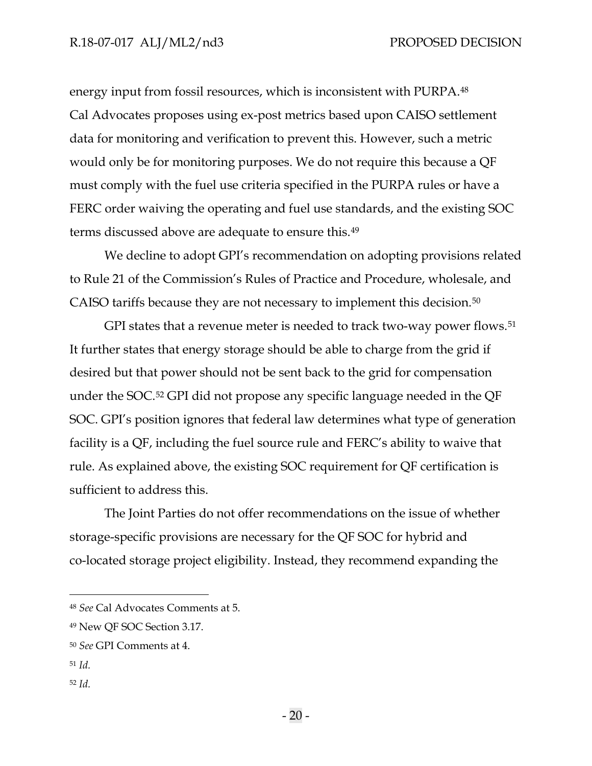energy input from fossil resources, which is inconsistent with PURPA.[48] Cal Advocates proposes using ex-post metrics based upon CAISO settlement data for monitoring and verification to prevent this. However, such a metric would only be for monitoring purposes. We do not require this because a QF must comply with the fuel use criteria specified in the PURPA rules or have a FERC order waiving the operating and fuel use standards, and the existing SOC terms discussed above are adequate to ensure this.[49]

We decline to adopt GPI's recommendation on adopting provisions related to Rule 21 of the Commission's Rules of Practice and Procedure, wholesale, and CAISO tariffs because they are not necessary to implement this decision.[50]

GPI states that a revenue meter is needed to track two-way power flows.[51] It further states that energy storage should be able to charge from the grid if desired but that power should not be sent back to the grid for compensation under the SOC.[52] GPI did not propose any specific language needed in the QF SOC. GPI's position ignores that federal law determines what type of generation facility is a QF, including the fuel source rule and FERC's ability to waive that rule. As explained above, the existing SOC requirement for QF certification is sufficient to address this.

The Joint Parties do not offer recommendations on the issue of whether storage-specific provisions are necessary for the QF SOC for hybrid and co-located storage project eligibility. Instead, they recommend expanding the

---

[48] *See* Cal Advocates Comments at 5.

[49] New QF SOC Section 3.17.

[50] *See* GPI Comments at 4.

[51] *Id.*

[52] *Id.*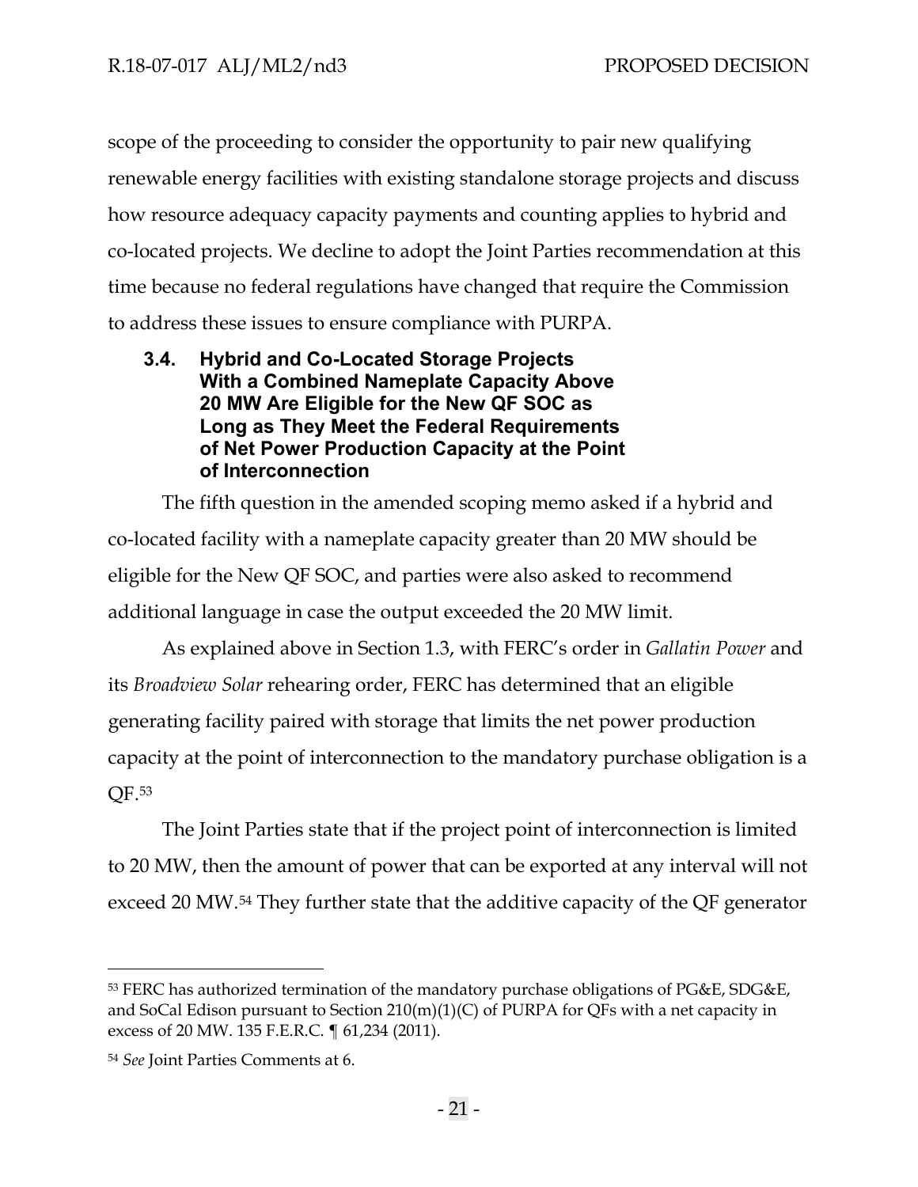scope of the proceeding to consider the opportunity to pair new qualifying renewable energy facilities with existing standalone storage projects and discuss how resource adequacy capacity payments and counting applies to hybrid and co-located projects. We decline to adopt the Joint Parties recommendation at this time because no federal regulations have changed that require the Commission to address these issues to ensure compliance with PURPA.

### 3.4. Hybrid and Co-Located Storage Projects With a Combined Nameplate Capacity Above 20 MW Are Eligible for the New QF SOC as Long as They Meet the Federal Requirements of Net Power Production Capacity at the Point of Interconnection

The fifth question in the amended scoping memo asked if a hybrid and co-located facility with a nameplate capacity greater than 20 MW should be eligible for the New QF SOC, and parties were also asked to recommend additional language in case the output exceeded the 20 MW limit.

As explained above in Section 1.3, with FERC's order in *Gallatin Power* and its *Broadview Solar* rehearing order, FERC has determined that an eligible generating facility paired with storage that limits the net power production capacity at the point of interconnection to the mandatory purchase obligation is a QF.[53]

The Joint Parties state that if the project point of interconnection is limited to 20 MW, then the amount of power that can be exported at any interval will not exceed 20 MW.[54] They further state that the additive capacity of the QF generator

---

[53] FERC has authorized termination of the mandatory purchase obligations of PG&E, SDG&E, and SoCal Edison pursuant to Section 210(m)(1)(C) of PURPA for QFs with a net capacity in excess of 20 MW. 135 F.E.R.C. ¶ 61,234 (2011).

[54] *See* Joint Parties Comments at 6.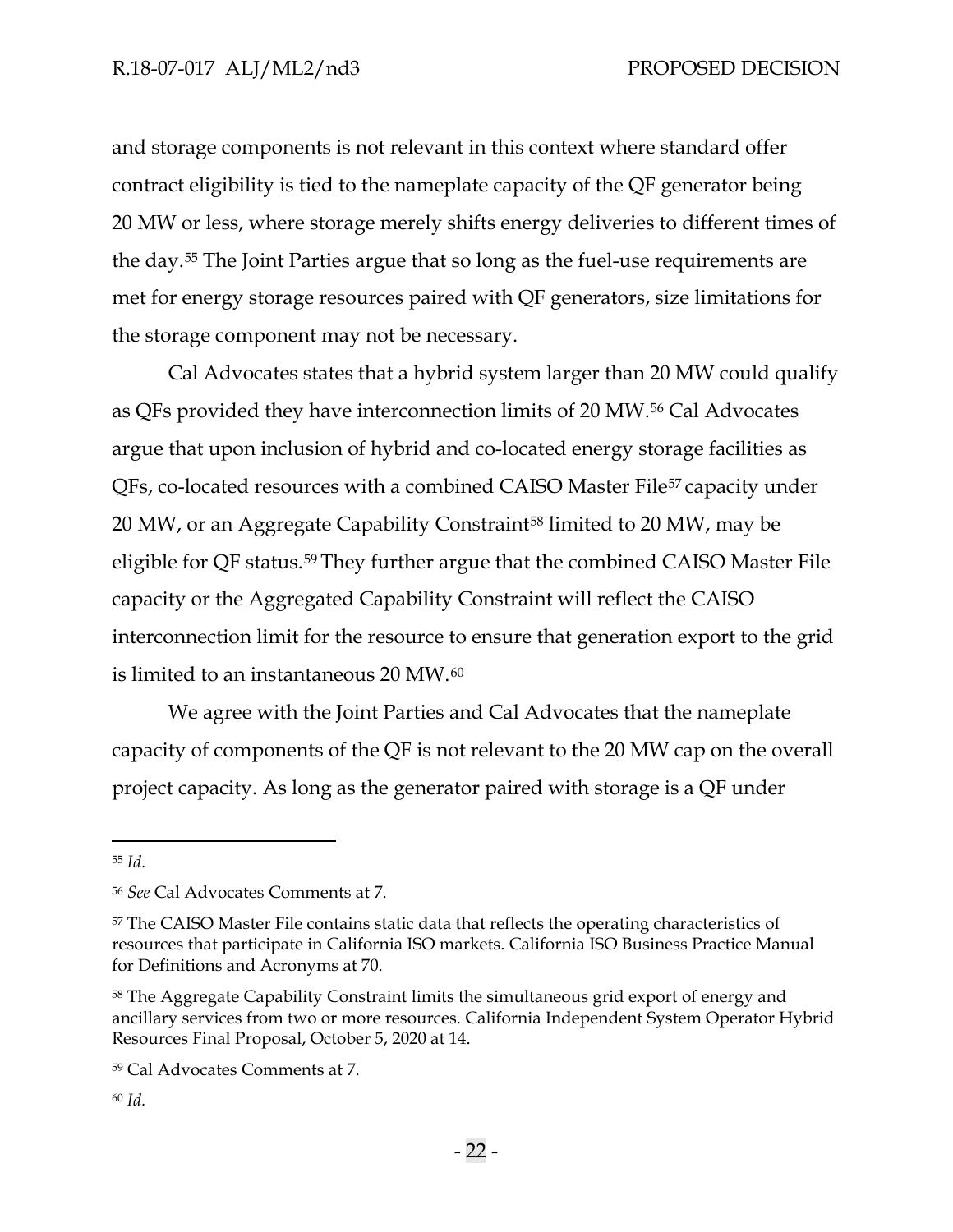and storage components is not relevant in this context where standard offer contract eligibility is tied to the nameplate capacity of the QF generator being 20 MW or less, where storage merely shifts energy deliveries to different times of the day.[55] The Joint Parties argue that so long as the fuel-use requirements are met for energy storage resources paired with QF generators, size limitations for the storage component may not be necessary.

Cal Advocates states that a hybrid system larger than 20 MW could qualify as QFs provided they have interconnection limits of 20 MW.[56] Cal Advocates argue that upon inclusion of hybrid and co-located energy storage facilities as QFs, co-located resources with a combined CAISO Master File[57] capacity under 20 MW, or an Aggregate Capability Constraint[58] limited to 20 MW, may be eligible for QF status.[59] They further argue that the combined CAISO Master File capacity or the Aggregated Capability Constraint will reflect the CAISO interconnection limit for the resource to ensure that generation export to the grid is limited to an instantaneous 20 MW.[60]

We agree with the Joint Parties and Cal Advocates that the nameplate capacity of components of the QF is not relevant to the 20 MW cap on the overall project capacity. As long as the generator paired with storage is a QF under

---

[55] *Id.*

[56] *See* Cal Advocates Comments at 7.

[57] The CAISO Master File contains static data that reflects the operating characteristics of resources that participate in California ISO markets. California ISO Business Practice Manual for Definitions and Acronyms at 70.

[58] The Aggregate Capability Constraint limits the simultaneous grid export of energy and ancillary services from two or more resources. California Independent System Operator Hybrid Resources Final Proposal, October 5, 2020 at 14.

[59] Cal Advocates Comments at 7.

[60] *Id.*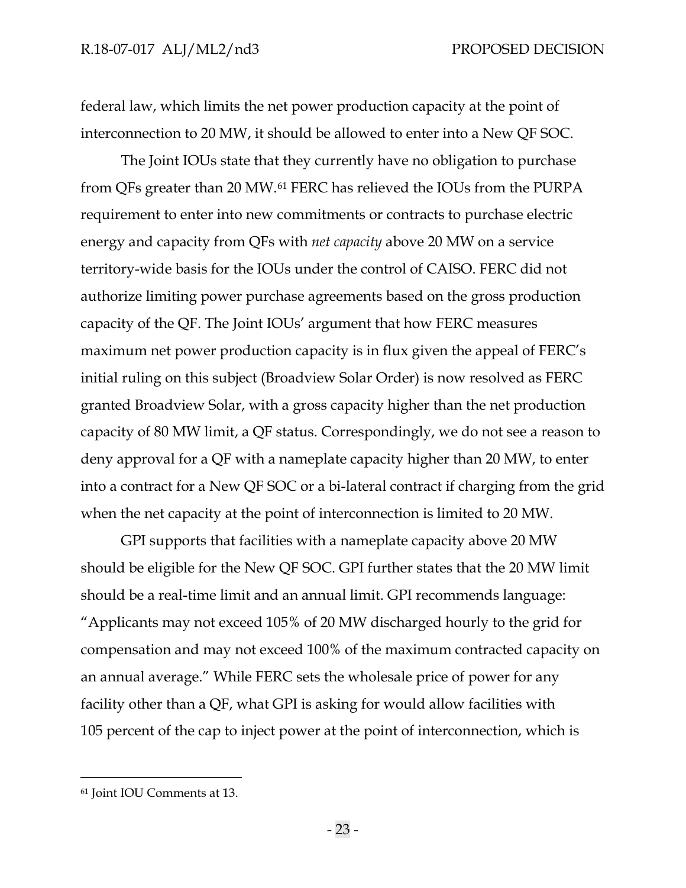federal law, which limits the net power production capacity at the point of interconnection to 20 MW, it should be allowed to enter into a New QF SOC.

The Joint IOUs state that they currently have no obligation to purchase from QFs greater than 20 MW.[61] FERC has relieved the IOUs from the PURPA requirement to enter into new commitments or contracts to purchase electric energy and capacity from QFs with *net capacity* above 20 MW on a service territory-wide basis for the IOUs under the control of CAISO. FERC did not authorize limiting power purchase agreements based on the gross production capacity of the QF. The Joint IOUs' argument that how FERC measures maximum net power production capacity is in flux given the appeal of FERC's initial ruling on this subject (Broadview Solar Order) is now resolved as FERC granted Broadview Solar, with a gross capacity higher than the net production capacity of 80 MW limit, a QF status. Correspondingly, we do not see a reason to deny approval for a QF with a nameplate capacity higher than 20 MW, to enter into a contract for a New QF SOC or a bi-lateral contract if charging from the grid when the net capacity at the point of interconnection is limited to 20 MW.

GPI supports that facilities with a nameplate capacity above 20 MW should be eligible for the New QF SOC. GPI further states that the 20 MW limit should be a real-time limit and an annual limit. GPI recommends language: "Applicants may not exceed 105% of 20 MW discharged hourly to the grid for compensation and may not exceed 100% of the maximum contracted capacity on an annual average." While FERC sets the wholesale price of power for any facility other than a QF, what GPI is asking for would allow facilities with 105 percent of the cap to inject power at the point of interconnection, which is

---

[61] Joint IOU Comments at 13.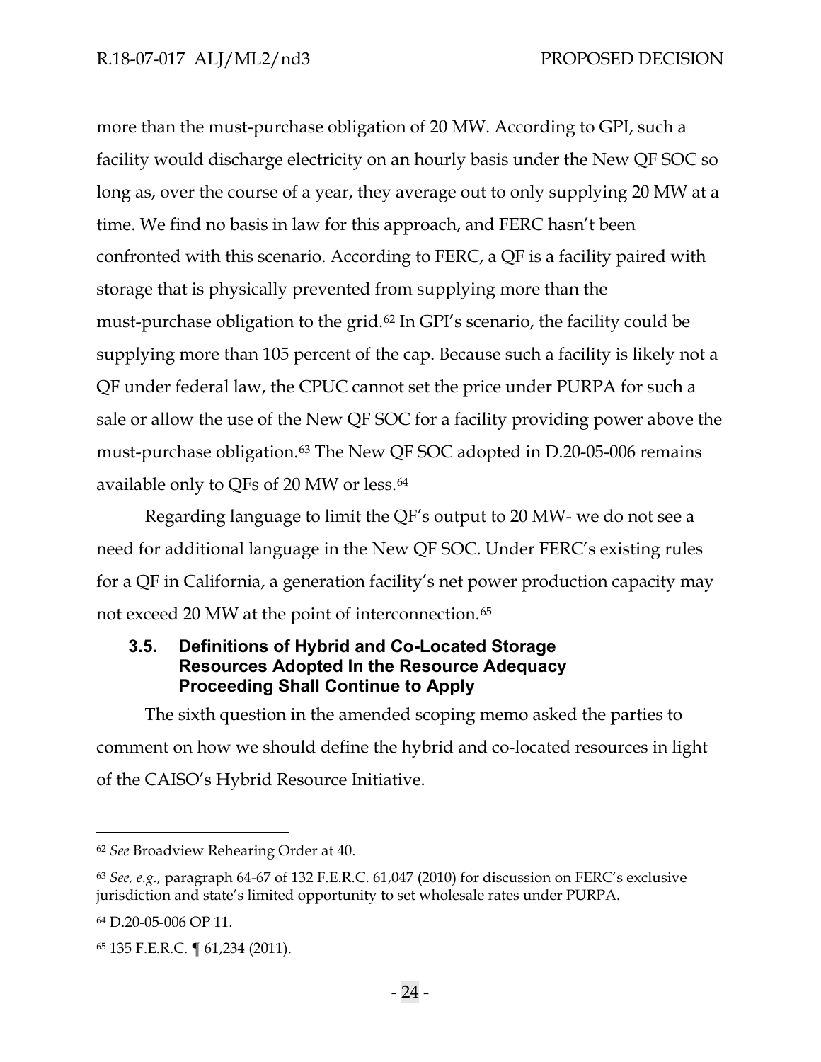more than the must-purchase obligation of 20 MW. According to GPI, such a facility would discharge electricity on an hourly basis under the New QF SOC so long as, over the course of a year, they average out to only supplying 20 MW at a time. We find no basis in law for this approach, and FERC hasn't been confronted with this scenario. According to FERC, a QF is a facility paired with storage that is physically prevented from supplying more than the must-purchase obligation to the grid.[62] In GPI's scenario, the facility could be supplying more than 105 percent of the cap. Because such a facility is likely not a QF under federal law, the CPUC cannot set the price under PURPA for such a sale or allow the use of the New QF SOC for a facility providing power above the must-purchase obligation.[63] The New QF SOC adopted in D.20-05-006 remains available only to QFs of 20 MW or less.[64]

Regarding language to limit the QF's output to 20 MW- we do not see a need for additional language in the New QF SOC. Under FERC's existing rules for a QF in California, a generation facility's net power production capacity may not exceed 20 MW at the point of interconnection.[65]

### 3.5. Definitions of Hybrid and Co-Located Storage Resources Adopted In the Resource Adequacy Proceeding Shall Continue to Apply

The sixth question in the amended scoping memo asked the parties to comment on how we should define the hybrid and co-located resources in light of the CAISO's Hybrid Resource Initiative.

---

[62] *See* Broadview Rehearing Order at 40.

[63] *See, e.g.,* paragraph 64-67 of 132 F.E.R.C. 61,047 (2010) for discussion on FERC's exclusive jurisdiction and state's limited opportunity to set wholesale rates under PURPA.

[64] D.20-05-006 OP 11.

[65] 135 F.E.R.C. ¶ 61,234 (2011).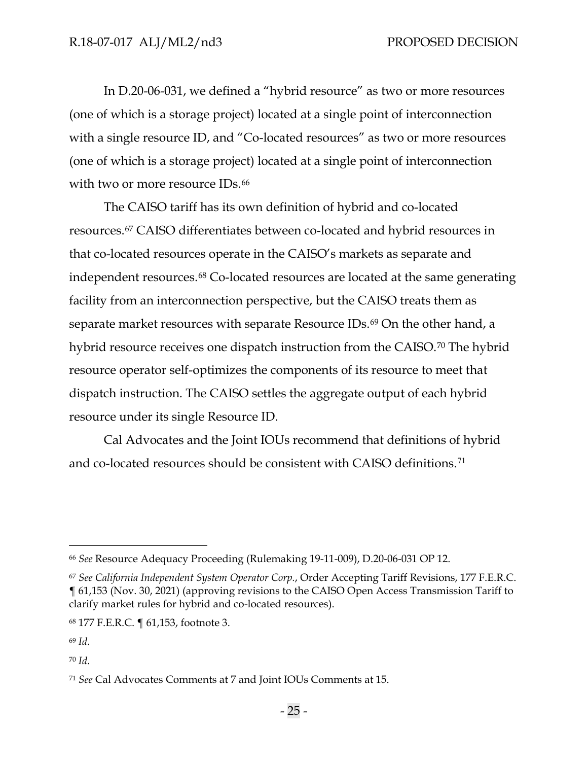In D.20-06-031, we defined a "hybrid resource" as two or more resources (one of which is a storage project) located at a single point of interconnection with a single resource ID, and "Co-located resources" as two or more resources (one of which is a storage project) located at a single point of interconnection with two or more resource IDs.[66]

The CAISO tariff has its own definition of hybrid and co-located resources.[67] CAISO differentiates between co-located and hybrid resources in that co-located resources operate in the CAISO's markets as separate and independent resources.[68] Co-located resources are located at the same generating facility from an interconnection perspective, but the CAISO treats them as separate market resources with separate Resource IDs.[69] On the other hand, a hybrid resource receives one dispatch instruction from the CAISO.[70] The hybrid resource operator self-optimizes the components of its resource to meet that dispatch instruction. The CAISO settles the aggregate output of each hybrid resource under its single Resource ID.

Cal Advocates and the Joint IOUs recommend that definitions of hybrid and co-located resources should be consistent with CAISO definitions.[71]

---

[66] *See* Resource Adequacy Proceeding (Rulemaking 19-11-009), D.20-06-031 OP 12.

[67] *See California Independent System Operator Corp.*, Order Accepting Tariff Revisions, 177 F.E.R.C. ¶ 61,153 (Nov. 30, 2021) (approving revisions to the CAISO Open Access Transmission Tariff to clarify market rules for hybrid and co-located resources).

[68] 177 F.E.R.C. ¶ 61,153, footnote 3.

[69] *Id.*

[70] *Id.*

[71] *See* Cal Advocates Comments at 7 and Joint IOUs Comments at 15.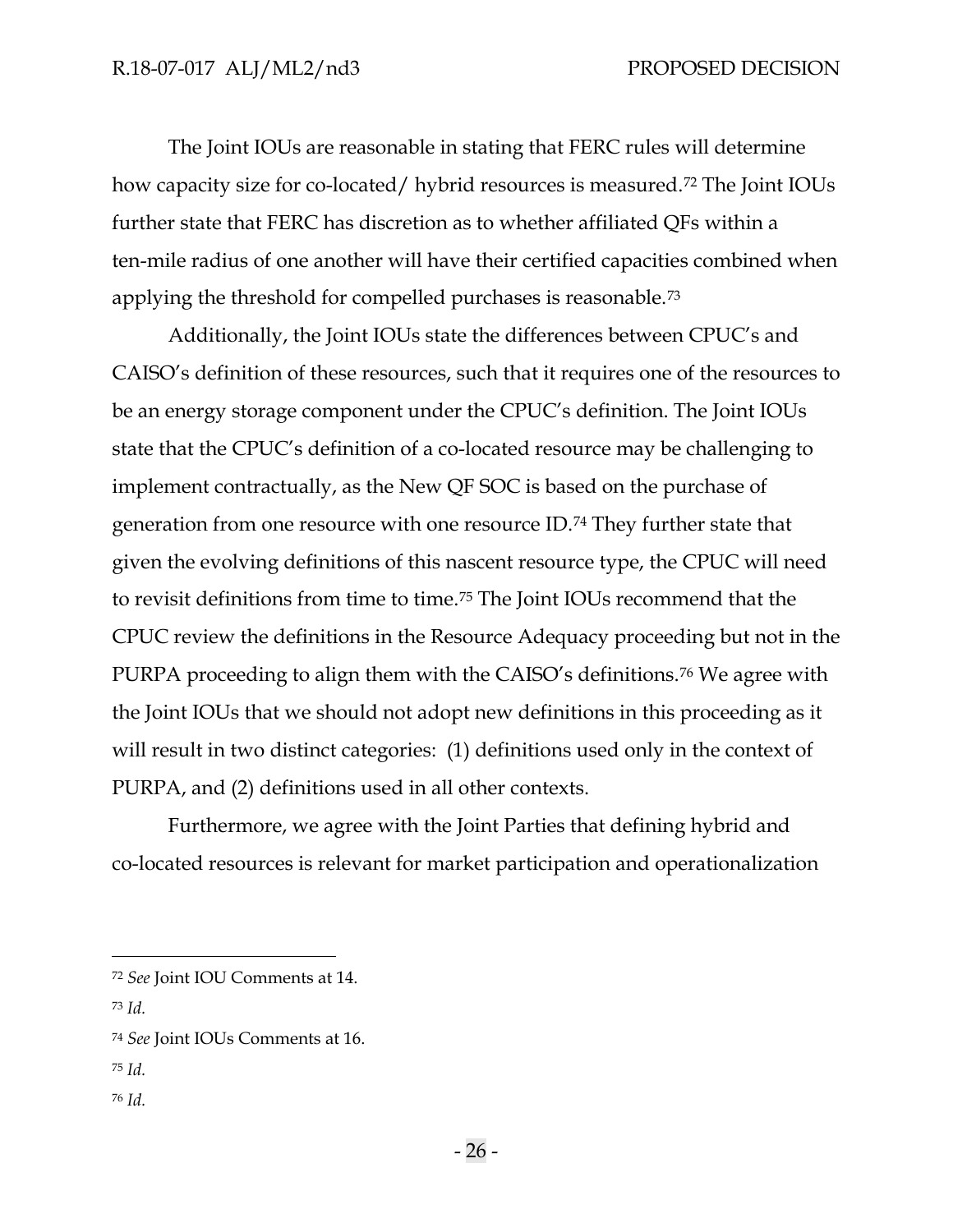The Joint IOUs are reasonable in stating that FERC rules will determine how capacity size for co-located/ hybrid resources is measured.[72] The Joint IOUs further state that FERC has discretion as to whether affiliated QFs within a ten-mile radius of one another will have their certified capacities combined when applying the threshold for compelled purchases is reasonable.[73]

Additionally, the Joint IOUs state the differences between CPUC's and CAISO's definition of these resources, such that it requires one of the resources to be an energy storage component under the CPUC's definition. The Joint IOUs state that the CPUC's definition of a co-located resource may be challenging to implement contractually, as the New QF SOC is based on the purchase of generation from one resource with one resource ID.[74] They further state that given the evolving definitions of this nascent resource type, the CPUC will need to revisit definitions from time to time.[75] The Joint IOUs recommend that the CPUC review the definitions in the Resource Adequacy proceeding but not in the PURPA proceeding to align them with the CAISO's definitions.[76] We agree with the Joint IOUs that we should not adopt new definitions in this proceeding as it will result in two distinct categories: (1) definitions used only in the context of PURPA, and (2) definitions used in all other contexts.

Furthermore, we agree with the Joint Parties that defining hybrid and co-located resources is relevant for market participation and operationalization

---

[72] *See* Joint IOU Comments at 14.

[73] *Id.*

[74] *See* Joint IOUs Comments at 16.

[75] *Id.*

[76] *Id.*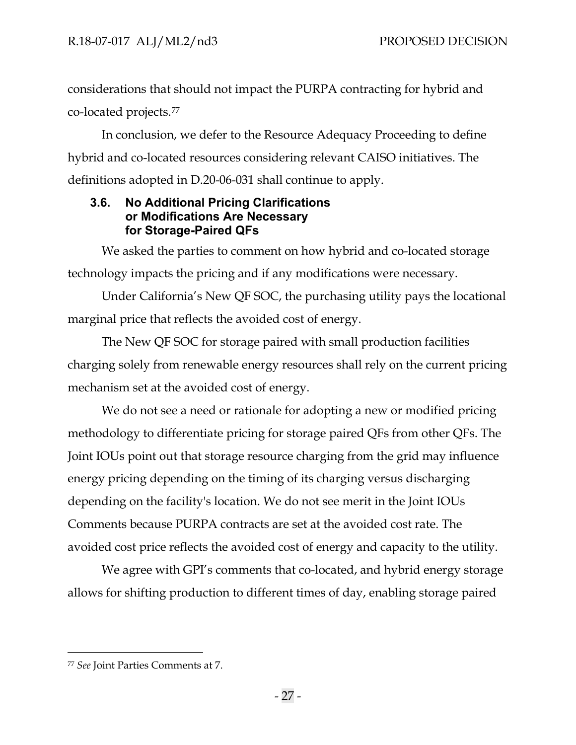considerations that should not impact the PURPA contracting for hybrid and co-located projects.[77]

In conclusion, we defer to the Resource Adequacy Proceeding to define hybrid and co-located resources considering relevant CAISO initiatives. The definitions adopted in D.20-06-031 shall continue to apply.

### 3.6. No Additional Pricing Clarifications or Modifications Are Necessary for Storage-Paired QFs

We asked the parties to comment on how hybrid and co-located storage technology impacts the pricing and if any modifications were necessary.

Under California's New QF SOC, the purchasing utility pays the locational marginal price that reflects the avoided cost of energy.

The New QF SOC for storage paired with small production facilities charging solely from renewable energy resources shall rely on the current pricing mechanism set at the avoided cost of energy.

We do not see a need or rationale for adopting a new or modified pricing methodology to differentiate pricing for storage paired QFs from other QFs. The Joint IOUs point out that storage resource charging from the grid may influence energy pricing depending on the timing of its charging versus discharging depending on the facility's location. We do not see merit in the Joint IOUs Comments because PURPA contracts are set at the avoided cost rate. The avoided cost price reflects the avoided cost of energy and capacity to the utility.

We agree with GPI's comments that co-located, and hybrid energy storage allows for shifting production to different times of day, enabling storage paired

---

[77] *See* Joint Parties Comments at 7.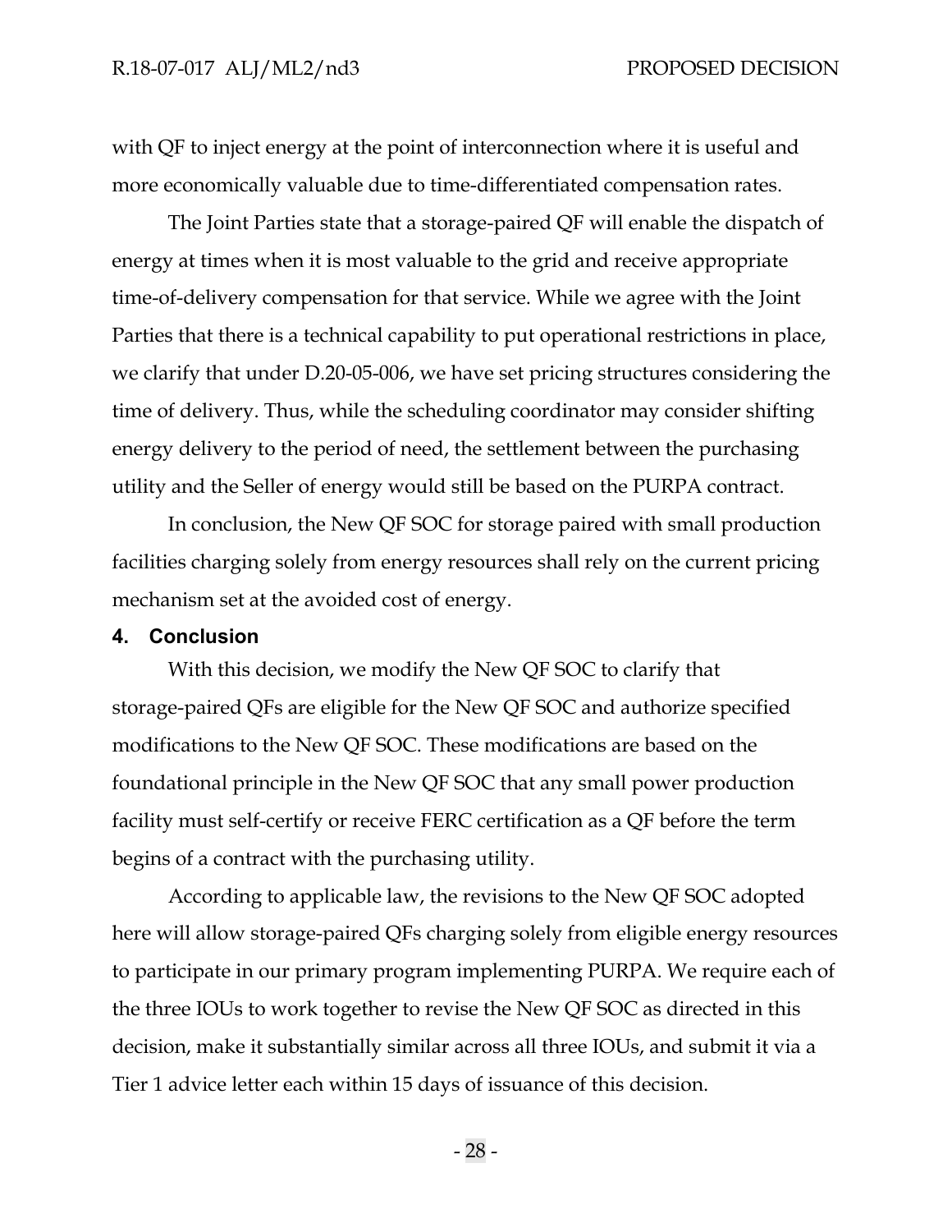with QF to inject energy at the point of interconnection where it is useful and more economically valuable due to time-differentiated compensation rates.

The Joint Parties state that a storage-paired QF will enable the dispatch of energy at times when it is most valuable to the grid and receive appropriate time-of-delivery compensation for that service. While we agree with the Joint Parties that there is a technical capability to put operational restrictions in place, we clarify that under D.20-05-006, we have set pricing structures considering the time of delivery. Thus, while the scheduling coordinator may consider shifting energy delivery to the period of need, the settlement between the purchasing utility and the Seller of energy would still be based on the PURPA contract.

In conclusion, the New QF SOC for storage paired with small production facilities charging solely from energy resources shall rely on the current pricing mechanism set at the avoided cost of energy.

## 4. Conclusion

With this decision, we modify the New QF SOC to clarify that storage-paired QFs are eligible for the New QF SOC and authorize specified modifications to the New QF SOC. These modifications are based on the foundational principle in the New QF SOC that any small power production facility must self-certify or receive FERC certification as a QF before the term begins of a contract with the purchasing utility.

According to applicable law, the revisions to the New QF SOC adopted here will allow storage-paired QFs charging solely from eligible energy resources to participate in our primary program implementing PURPA. We require each of the three IOUs to work together to revise the New QF SOC as directed in this decision, make it substantially similar across all three IOUs, and submit it via a Tier 1 advice letter each within 15 days of issuance of this decision.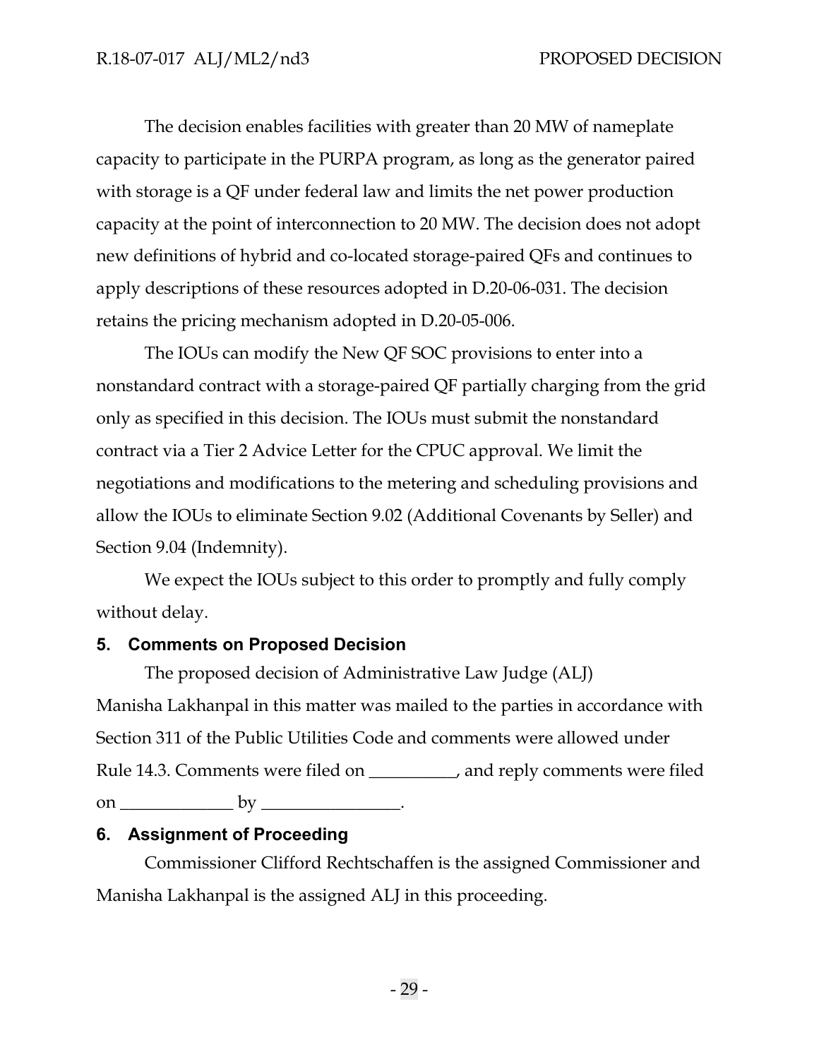The decision enables facilities with greater than 20 MW of nameplate capacity to participate in the PURPA program, as long as the generator paired with storage is a QF under federal law and limits the net power production capacity at the point of interconnection to 20 MW. The decision does not adopt new definitions of hybrid and co-located storage-paired QFs and continues to apply descriptions of these resources adopted in D.20-06-031. The decision retains the pricing mechanism adopted in D.20-05-006.

The IOUs can modify the New QF SOC provisions to enter into a nonstandard contract with a storage-paired QF partially charging from the grid only as specified in this decision. The IOUs must submit the nonstandard contract via a Tier 2 Advice Letter for the CPUC approval. We limit the negotiations and modifications to the metering and scheduling provisions and allow the IOUs to eliminate Section 9.02 (Additional Covenants by Seller) and Section 9.04 (Indemnity).

We expect the IOUs subject to this order to promptly and fully comply without delay.

## 5. Comments on Proposed Decision

The proposed decision of Administrative Law Judge (ALJ) Manisha Lakhanpal in this matter was mailed to the parties in accordance with Section 311 of the Public Utilities Code and comments were allowed under Rule 14.3. Comments were filed on __________, and reply comments were filed on _____________ by ________________.

## 6. Assignment of Proceeding

Commissioner Clifford Rechtschaffen is the assigned Commissioner and Manisha Lakhanpal is the assigned ALJ in this proceeding.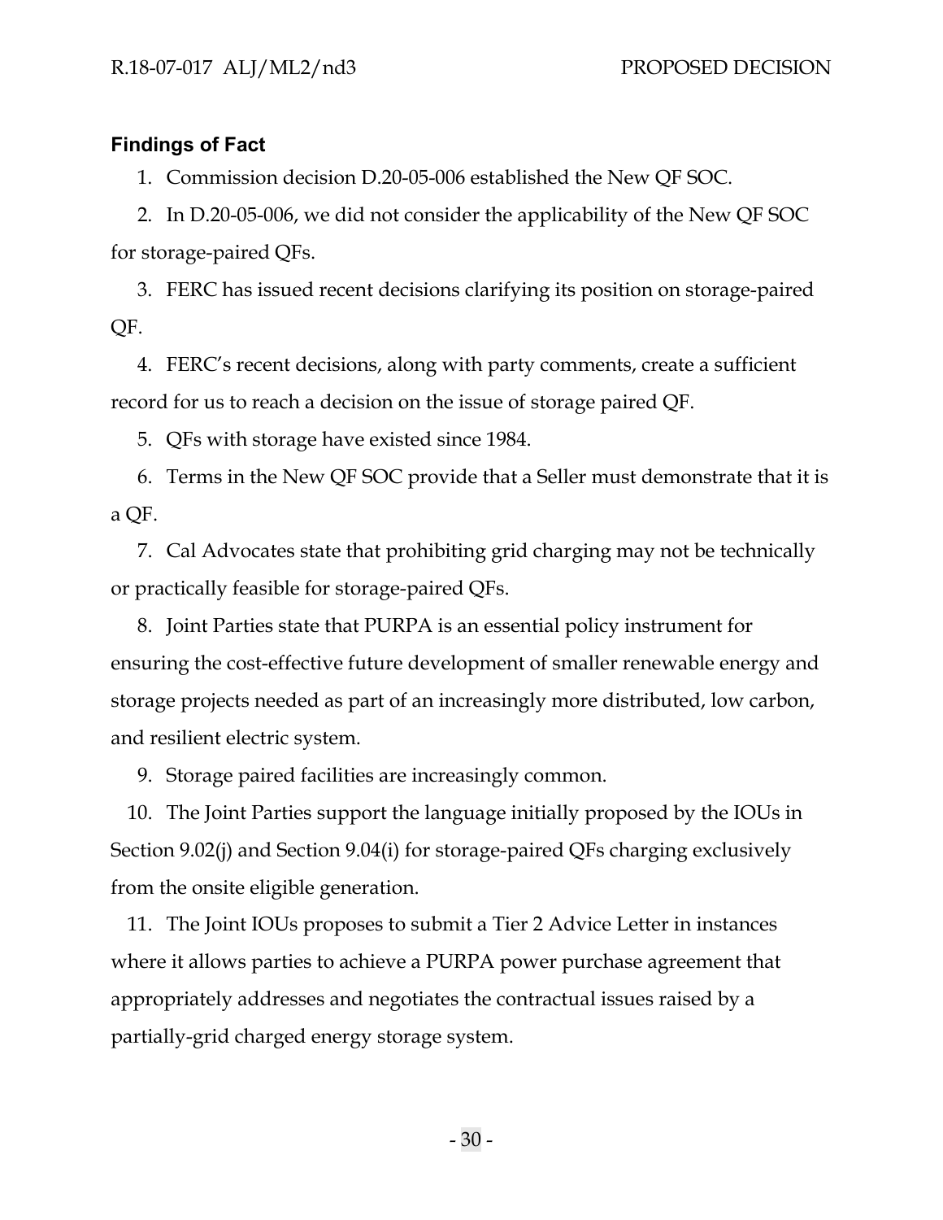## Findings of Fact

1. Commission decision D.20-05-006 established the New QF SOC.
2. In D.20-05-006, we did not consider the applicability of the New QF SOC for storage-paired QFs.
3. FERC has issued recent decisions clarifying its position on storage-paired QF.
4. FERC's recent decisions, along with party comments, create a sufficient record for us to reach a decision on the issue of storage paired QF.
5. QFs with storage have existed since 1984.
6. Terms in the New QF SOC provide that a Seller must demonstrate that it is a QF.
7. Cal Advocates state that prohibiting grid charging may not be technically or practically feasible for storage-paired QFs.
8. Joint Parties state that PURPA is an essential policy instrument for ensuring the cost-effective future development of smaller renewable energy and storage projects needed as part of an increasingly more distributed, low carbon, and resilient electric system.
9. Storage paired facilities are increasingly common.
10. The Joint Parties support the language initially proposed by the IOUs in Section 9.02(j) and Section 9.04(i) for storage-paired QFs charging exclusively from the onsite eligible generation.
11. The Joint IOUs proposes to submit a Tier 2 Advice Letter in instances where it allows parties to achieve a PURPA power purchase agreement that appropriately addresses and negotiates the contractual issues raised by a partially-grid charged energy storage system.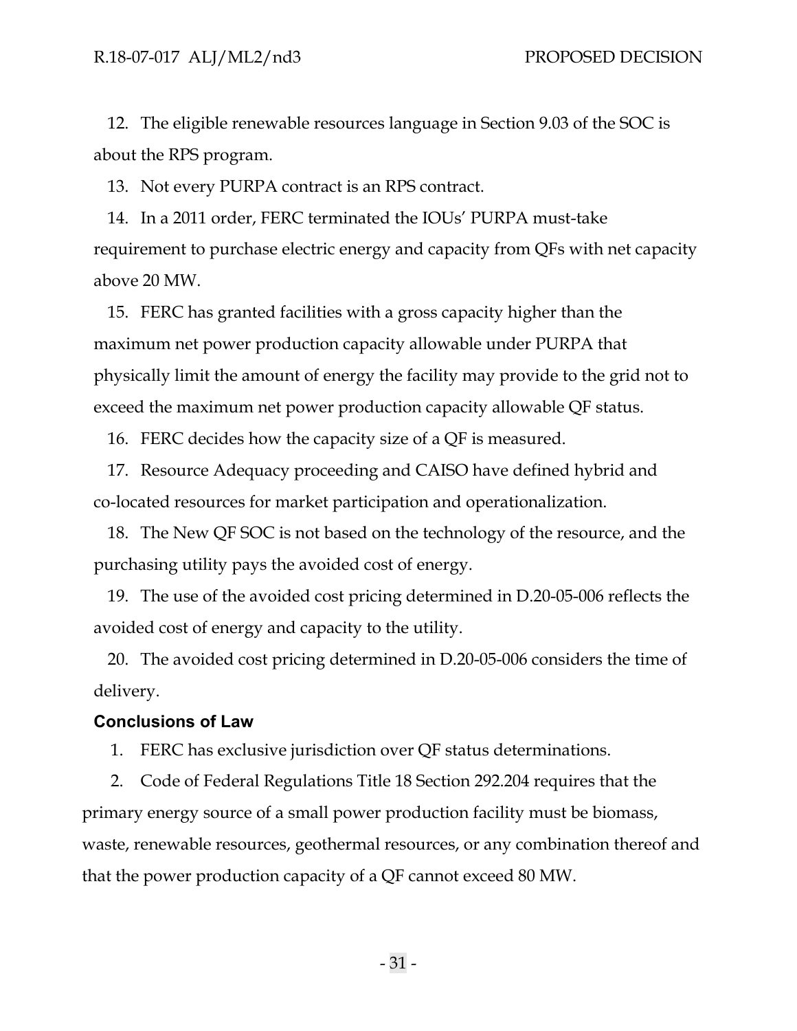12. The eligible renewable resources language in Section 9.03 of the SOC is about the RPS program.

13. Not every PURPA contract is an RPS contract.

14. In a 2011 order, FERC terminated the IOUs' PURPA must-take requirement to purchase electric energy and capacity from QFs with net capacity above 20 MW.

15. FERC has granted facilities with a gross capacity higher than the maximum net power production capacity allowable under PURPA that physically limit the amount of energy the facility may provide to the grid not to exceed the maximum net power production capacity allowable QF status.

16. FERC decides how the capacity size of a QF is measured.

17. Resource Adequacy proceeding and CAISO have defined hybrid and co-located resources for market participation and operationalization.

18. The New QF SOC is not based on the technology of the resource, and the purchasing utility pays the avoided cost of energy.

19. The use of the avoided cost pricing determined in D.20-05-006 reflects the avoided cost of energy and capacity to the utility.

20. The avoided cost pricing determined in D.20-05-006 considers the time of delivery.

## Conclusions of Law

1. FERC has exclusive jurisdiction over QF status determinations.

2. Code of Federal Regulations Title 18 Section 292.204 requires that the primary energy source of a small power production facility must be biomass, waste, renewable resources, geothermal resources, or any combination thereof and that the power production capacity of a QF cannot exceed 80 MW.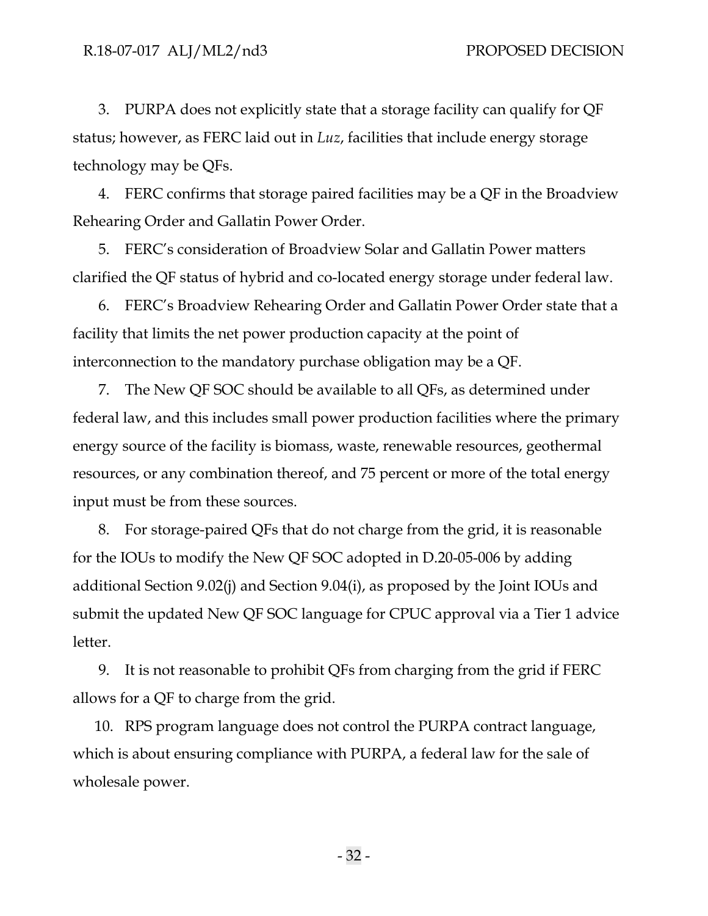3. PURPA does not explicitly state that a storage facility can qualify for QF status; however, as FERC laid out in *Luz*, facilities that include energy storage technology may be QFs.

4. FERC confirms that storage paired facilities may be a QF in the Broadview Rehearing Order and Gallatin Power Order.

5. FERC's consideration of Broadview Solar and Gallatin Power matters clarified the QF status of hybrid and co-located energy storage under federal law.

6. FERC's Broadview Rehearing Order and Gallatin Power Order state that a facility that limits the net power production capacity at the point of interconnection to the mandatory purchase obligation may be a QF.

7. The New QF SOC should be available to all QFs, as determined under federal law, and this includes small power production facilities where the primary energy source of the facility is biomass, waste, renewable resources, geothermal resources, or any combination thereof, and 75 percent or more of the total energy input must be from these sources.

8. For storage-paired QFs that do not charge from the grid, it is reasonable for the IOUs to modify the New QF SOC adopted in D.20-05-006 by adding additional Section 9.02(j) and Section 9.04(i), as proposed by the Joint IOUs and submit the updated New QF SOC language for CPUC approval via a Tier 1 advice letter.

9. It is not reasonable to prohibit QFs from charging from the grid if FERC allows for a QF to charge from the grid.

10. RPS program language does not control the PURPA contract language, which is about ensuring compliance with PURPA, a federal law for the sale of wholesale power.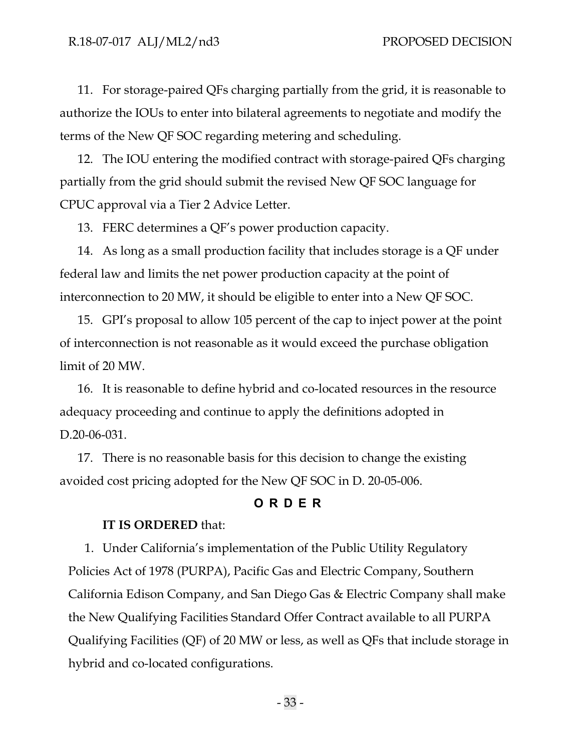11. For storage-paired QFs charging partially from the grid, it is reasonable to authorize the IOUs to enter into bilateral agreements to negotiate and modify the terms of the New QF SOC regarding metering and scheduling.

12. The IOU entering the modified contract with storage-paired QFs charging partially from the grid should submit the revised New QF SOC language for CPUC approval via a Tier 2 Advice Letter.

13. FERC determines a QF's power production capacity.

14. As long as a small production facility that includes storage is a QF under federal law and limits the net power production capacity at the point of interconnection to 20 MW, it should be eligible to enter into a New QF SOC.

15. GPI's proposal to allow 105 percent of the cap to inject power at the point of interconnection is not reasonable as it would exceed the purchase obligation limit of 20 MW.

16. It is reasonable to define hybrid and co-located resources in the resource adequacy proceeding and continue to apply the definitions adopted in D.20-06-031.

17. There is no reasonable basis for this decision to change the existing avoided cost pricing adopted for the New QF SOC in D. 20-05-006.

## ORDER

**IT IS ORDERED** that:

1. Under California's implementation of the Public Utility Regulatory Policies Act of 1978 (PURPA), Pacific Gas and Electric Company, Southern California Edison Company, and San Diego Gas & Electric Company shall make the New Qualifying Facilities Standard Offer Contract available to all PURPA Qualifying Facilities (QF) of 20 MW or less, as well as QFs that include storage in hybrid and co-located configurations.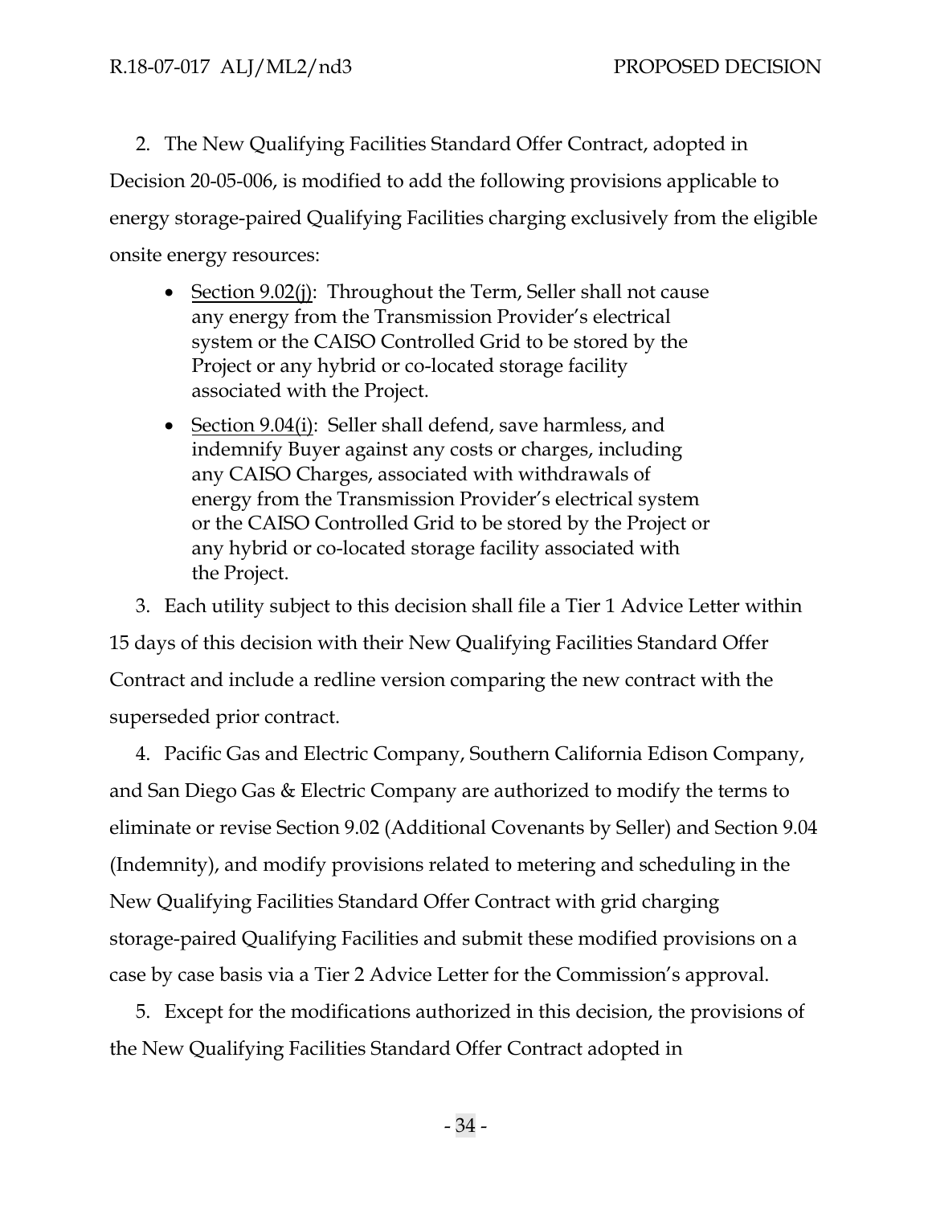2. The New Qualifying Facilities Standard Offer Contract, adopted in Decision 20-05-006, is modified to add the following provisions applicable to energy storage-paired Qualifying Facilities charging exclusively from the eligible onsite energy resources:

   - Section 9.02(j): Throughout the Term, Seller shall not cause any energy from the Transmission Provider's electrical system or the CAISO Controlled Grid to be stored by the Project or any hybrid or co-located storage facility associated with the Project.
   - Section 9.04(i): Seller shall defend, save harmless, and indemnify Buyer against any costs or charges, including any CAISO Charges, associated with withdrawals of energy from the Transmission Provider's electrical system or the CAISO Controlled Grid to be stored by the Project or any hybrid or co-located storage facility associated with the Project.

3. Each utility subject to this decision shall file a Tier 1 Advice Letter within 15 days of this decision with their New Qualifying Facilities Standard Offer Contract and include a redline version comparing the new contract with the superseded prior contract.

4. Pacific Gas and Electric Company, Southern California Edison Company, and San Diego Gas & Electric Company are authorized to modify the terms to eliminate or revise Section 9.02 (Additional Covenants by Seller) and Section 9.04 (Indemnity), and modify provisions related to metering and scheduling in the New Qualifying Facilities Standard Offer Contract with grid charging storage-paired Qualifying Facilities and submit these modified provisions on a case by case basis via a Tier 2 Advice Letter for the Commission's approval.

5. Except for the modifications authorized in this decision, the provisions of the New Qualifying Facilities Standard Offer Contract adopted in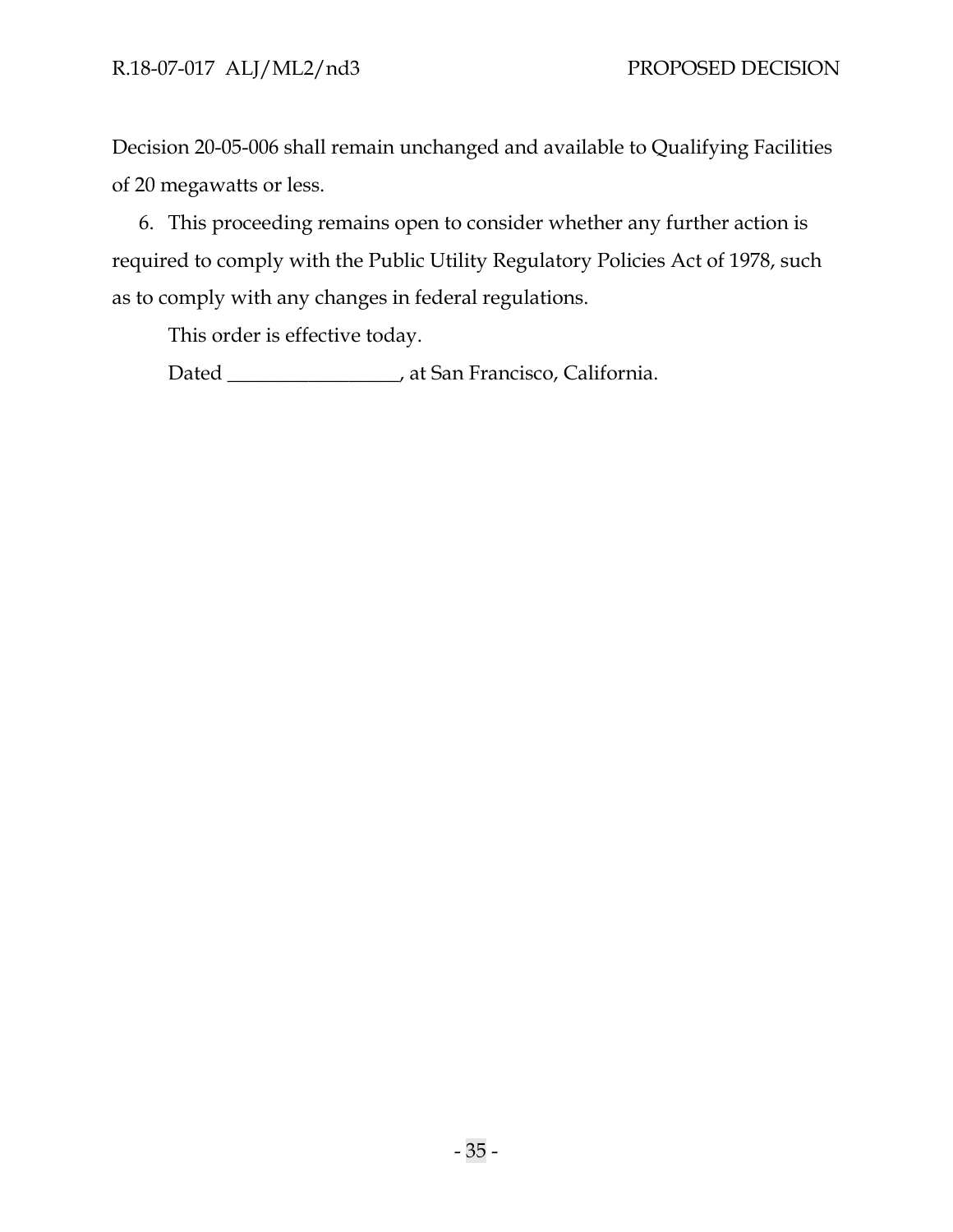Decision 20-05-006 shall remain unchanged and available to Qualifying Facilities of 20 megawatts or less.

6. This proceeding remains open to consider whether any further action is required to comply with the Public Utility Regulatory Policies Act of 1978, such as to comply with any changes in federal regulations.

This order is effective today.

Dated _________________, at San Francisco, California.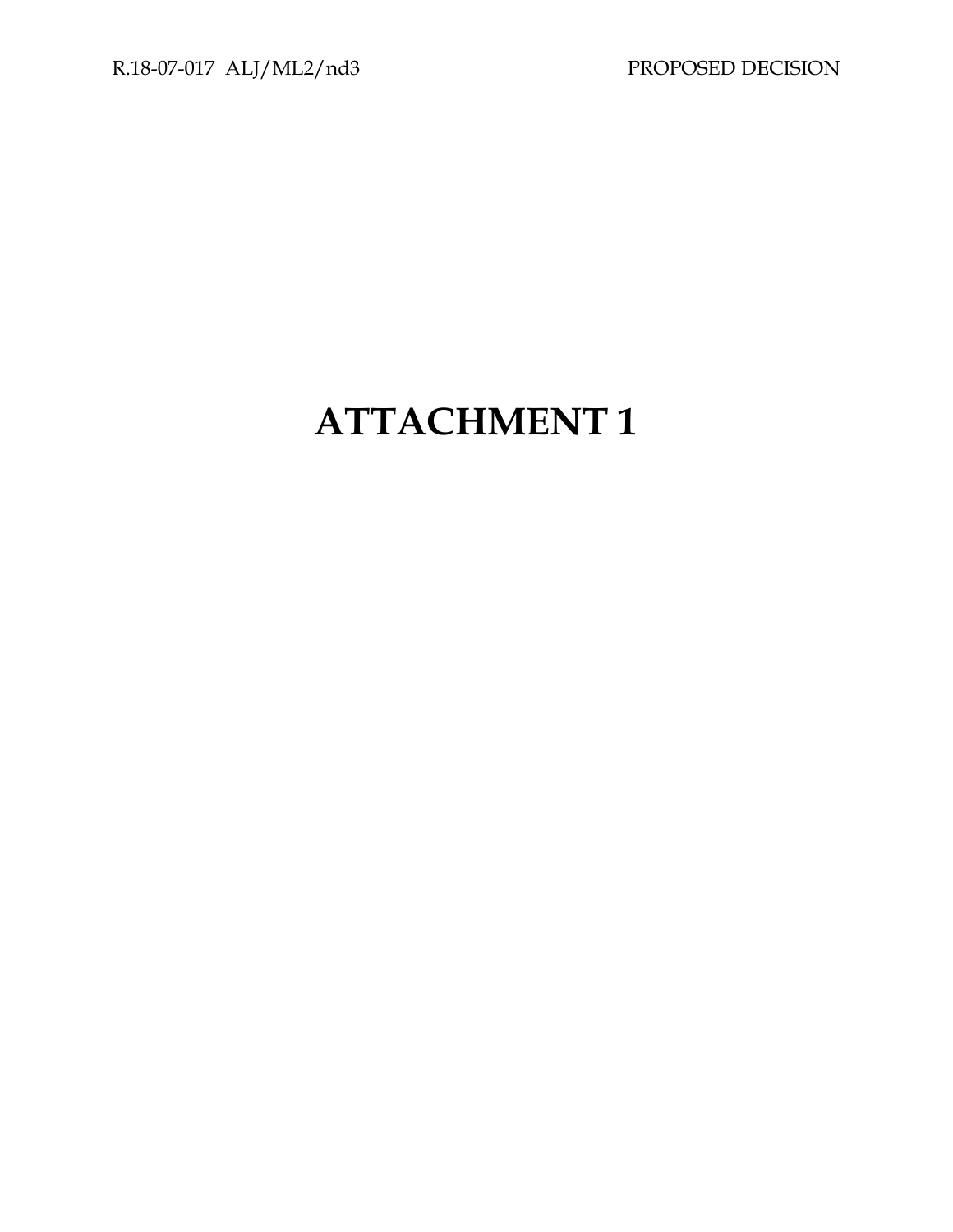# ATTACHMENT 1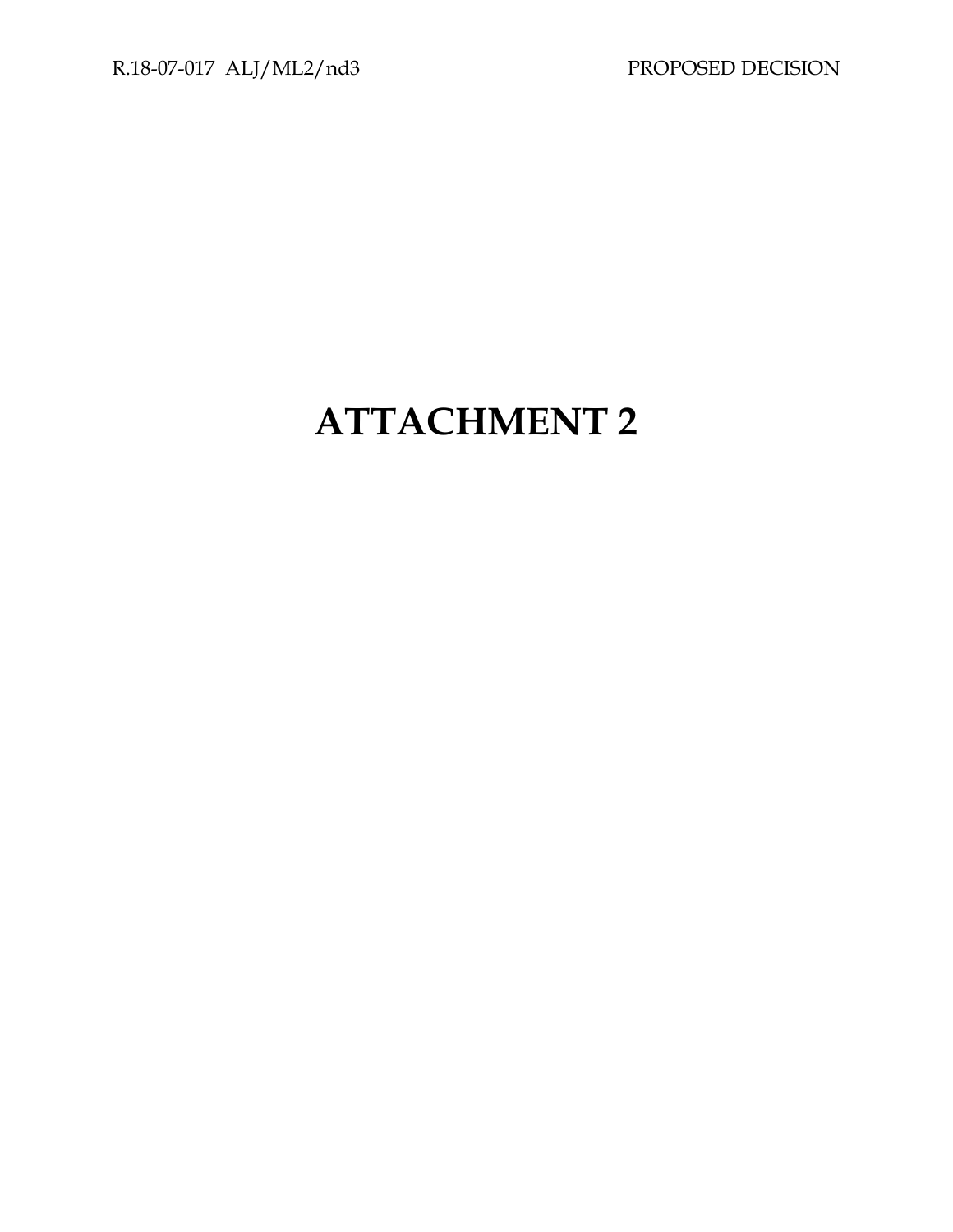# ATTACHMENT 2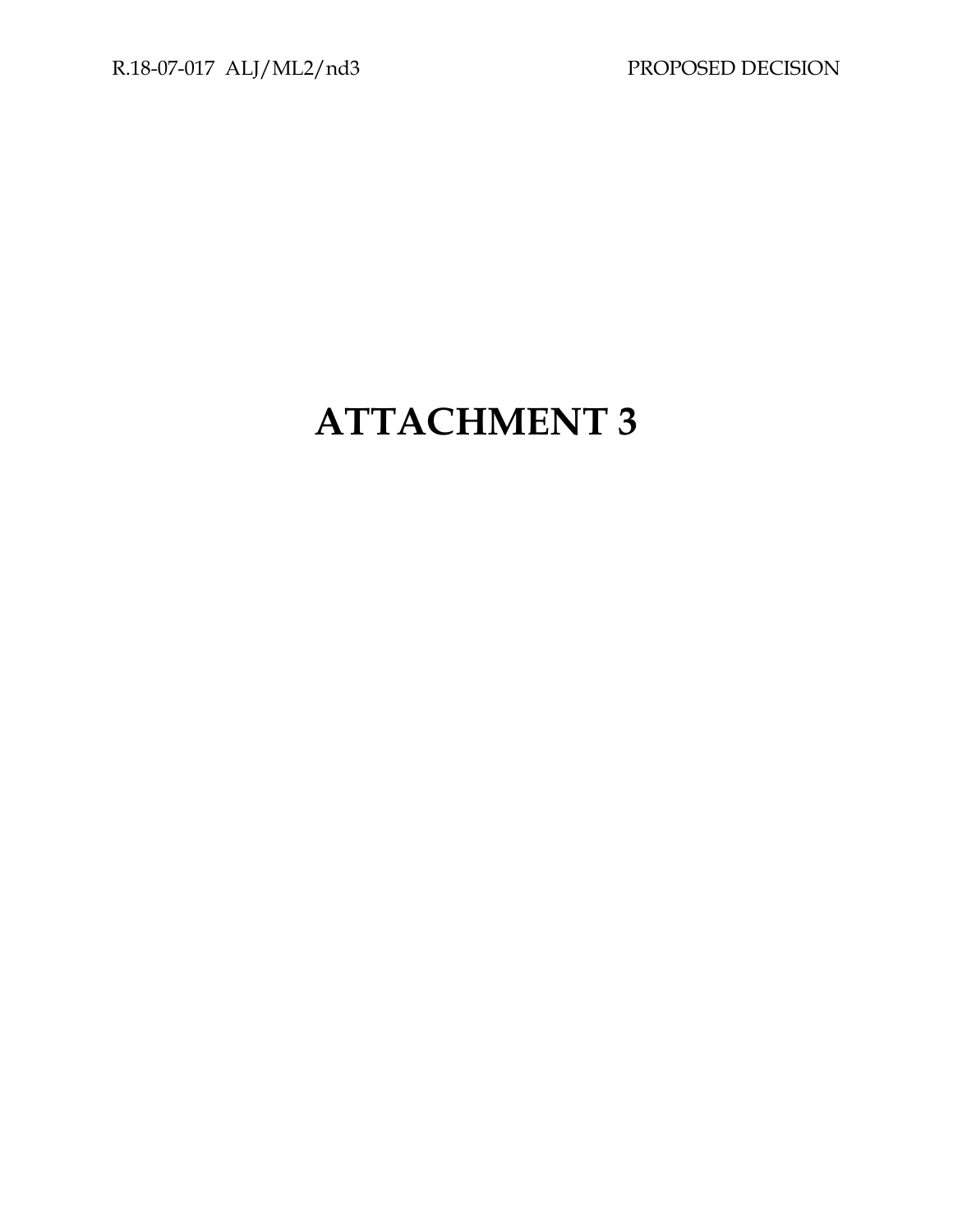# ATTACHMENT 3